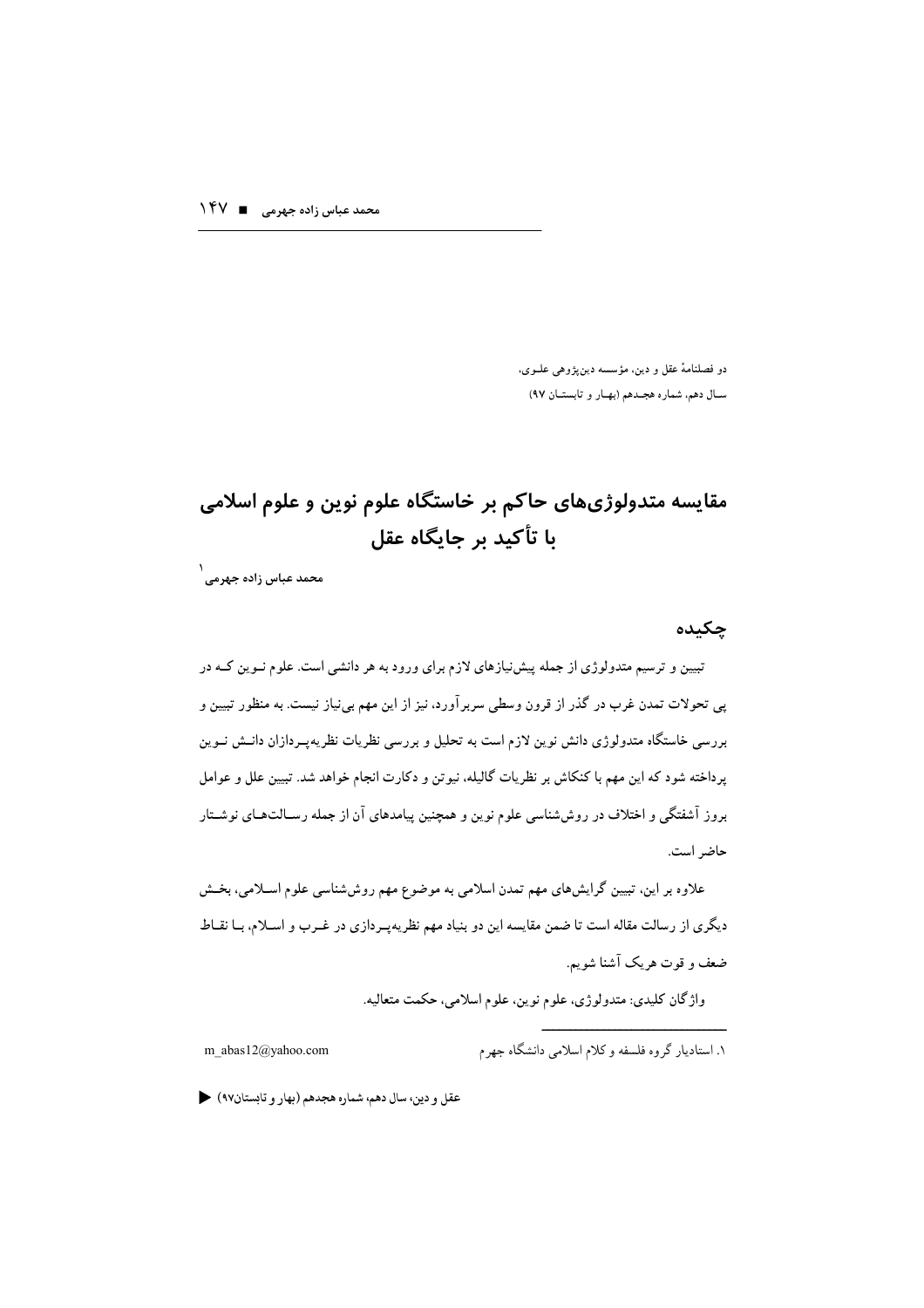دو فصلنامهٔ عقل و دین، مؤسسه دین‌پژوهی علـوی،
سـال دهم، شماره هجـدهم (بهـار و تابستـان ۹۷)

# مقایسه متدولوژی‌های حاکم بر خاستگاه علوم نوین و علوم اسلامی با تأکید بر جایگاه عقل

محمد عباس زاده جهرمی[۱]

## چکیده

تبیین و ترسیم متدولوژی از جمله پیش‌نیازهای لازم برای ورود به هر دانشی است. علوم نـوین کـه در پی تحولات تمدن غرب در گذر از قرون وسطی سربرآورد، نیز از این مهم بی‌نیاز نیست. به منظور تبیین و بررسی خاستگاه متدولوژی دانش نوین لازم است به تحلیل و بررسی نظریات نظریه‌پـردازان دانـش نـوین پرداخته شود که این مهم با کنکاش بر نظریات گالیله، نیوتن و دکارت انجام خواهد شد. تبیین علل و عوامل بروز آشفتگی و اختلاف در روش‌شناسی علوم نوین و همچنین پیامدهای آن از جمله رسـالت‌هـای نوشـتار حاضر است.

علاوه بر این، تبیین گرایش‌های مهم تمدن اسلامی به موضوع مهم روش‌شناسی علوم اسـلامی، بخـش دیگری از رسالت مقاله است تا ضمن مقایسه این دو بنیاد مهم نظریه‌پـردازی در غـرب و اسـلام، بـا نقـاط ضعف و قوت هریک آشنا شویم.

واژگان کلیدی: متدولوژی، علوم نوین، علوم اسلامی، حکمت متعالیه.

---

۱. استادیار گروه فلسفه و کلام اسلامی دانشگاه جهرم    m_abas12@yahoo.com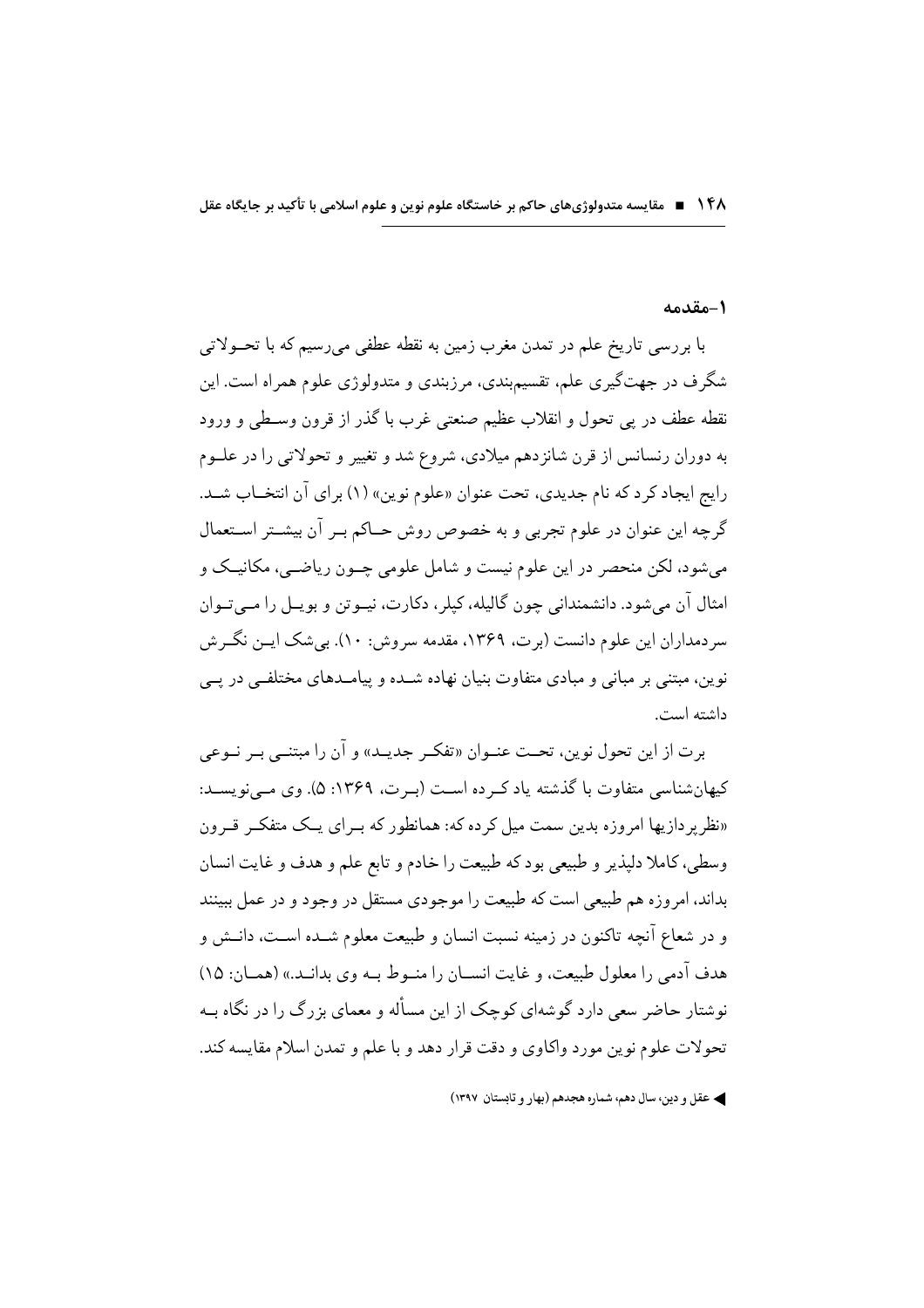## ۱-مقدمه

با بررسی تاریخ علم در تمدن مغرب زمین به نقطه عطفی می‌رسیم که با تحـولاتی شگرف در جهت‌گیری علم، تقسیم‌بندی، مرزبندی و متدولوژی علوم همراه است. این نقطه عطف در پی تحول و انقلاب عظیم صنعتی غرب با گذر از قرون وسـطی و ورود به دوران رنسانس از قرن شانزدهم میلادی، شروع شد و تغییر و تحولاتی را در علـوم رایج ایجاد کرد که نام جدیدی، تحت عنوان «علوم نوین» (۱) برای آن انتخـاب شـد. گرچه این عنوان در علوم تجربی و به خصوص روش حـاکم بـر آن بیشـتر اسـتعمال می‌شود، لکن منحصر در این علوم نیست و شامل علومی چـون ریاضـی، مکانیـک و امثال آن می‌شود. دانشمندانی چون گالیله، کپلر، دکارت، نیـوتن و بویـل را مـی‌تـوان سردمداران این علوم دانست (برت، ۱۳۶۹، مقدمه سروش: ۱۰). بی‌شک ایـن نگـرش نوین، مبتنی بر مبانی و مبادی متفاوت بنیان نهاده شـده و پیامـدهای مختلفـی در پـی داشته است.

برت از این تحول نوین، تحـت عنـوان «تفکـر جدیـد» و آن را مبتنـی بـر نـوعی کیهان‌شناسی متفاوت با گذشته یاد کـرده اسـت (بـرت، ۱۳۶۹: ۵). وی مـی‌نویسـد: «نظرپردازیها امروزه بدین سمت میل کرده که: همانطور که بـرای یـک متفکـر قـرون وسطی، کاملا دلپذیر و طبیعی بود که طبیعت را خادم و تابع علم و هدف و غایت انسان بداند، امروزه هم طبیعی است که طبیعت را موجودی مستقل در وجود و در عمل ببینند و در شعاع آنچه تاکنون در زمینه نسبت انسان و طبیعت معلوم شـده اسـت، دانـش و هدف آدمی را معلول طبیعت، و غایت انسـان را منـوط بـه وی بدانـد.» (همـان: ۱۵) نوشتار حاضر سعی دارد گوشه‌ای کوچک از این مسأله و معمای بزرگ را در نگاه بـه تحولات علوم نوین مورد واکاوی و دقت قرار دهد و با علم و تمدن اسلام مقایسه کند.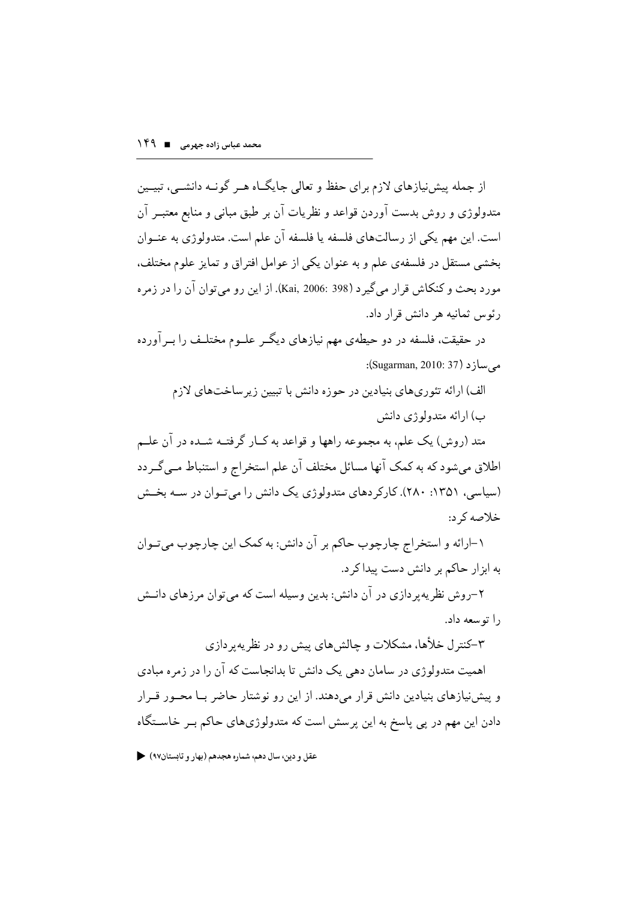از جمله پیش‌نیازهای لازم برای حفظ و تعالی جایگاه هر گونه دانشی، تبیین متدولوژی و روش بدست آوردن قواعد و نظریات آن بر طبق مبانی و منابع معتبر آن است. این مهم یکی از رسالت‌های فلسفه یا فلسفه آن علم است. متدولوژی به عنوان بخشی مستقل در فلسفه‌ی علم و به عنوان یکی از عوامل افتراق و تمایز علوم مختلف، مورد بحث و کنکاش قرار می‌گیرد (Kai, 2006: 398). از این رو می‌توان آن را در زمره رئوس ثمانیه هر دانش قرار داد.

در حقیقت، فلسفه در دو حیطه‌ی مهم نیازهای دیگر علوم مختلف را برآورده می‌سازد (Sugarman, 2010: 37):

الف) ارائه تئوری‌های بنیادین در حوزه دانش با تبیین زیرساخت‌های لازم

ب) ارائه متدولوژی دانش

متد (روش) یک علم، به مجموعه راهها و قواعد به کار گرفته شده در آن علم اطلاق می‌شود که به کمک آنها مسائل مختلف آن علم استخراج و استنباط می‌گردد (سیاسی، ۱۳۵۱: ۲۸۰). کارکردهای متدولوژی یک دانش را می‌توان در سه بخش خلاصه کرد:

۱-ارائه و استخراج چارچوب حاکم بر آن دانش: به کمک این چارچوب می‌توان به ابزار حاکم بر دانش دست پیدا کرد.

۲-روش نظریه‌پردازی در آن دانش: بدین وسیله است که می‌توان مرزهای دانش را توسعه داد.

۳-کنترل خلأها، مشکلات و چالش‌های پیش رو در نظریه‌پردازی

اهمیت متدولوژی در سامان دهی یک دانش تا بدانجاست که آن را در زمره مبادی و پیش‌نیازهای بنیادین دانش قرار می‌دهند. از این رو نوشتار حاضر با محور قرار دادن این مهم در پی پاسخ به این پرسش است که متدولوژی‌های حاکم بر خاستگاه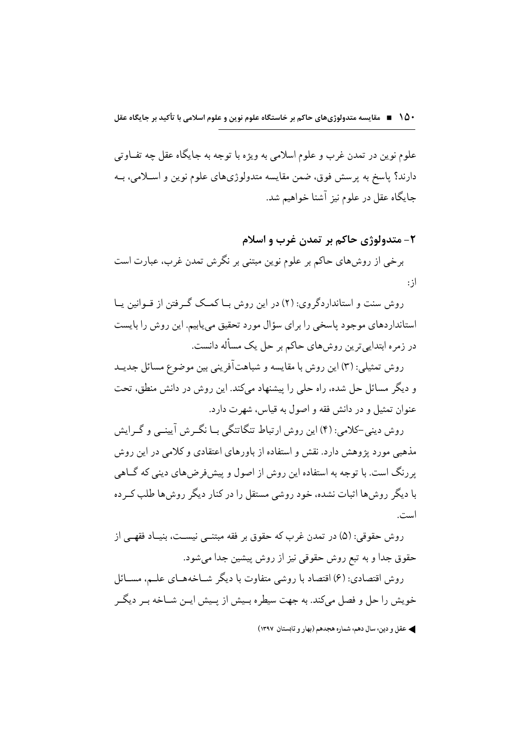علوم نوین در تمدن غرب و علوم اسلامی به ویژه با توجه به جایگاه عقل چه تفـاوتی دارند؟ پاسخ به پرسش فوق، ضمن مقایسه متدولوژی‌های علوم نوین و اسـلامی، بـه جایگاه عقل در علوم نیز آشنا خواهیم شد.

## ۲- متدولوژی حاکم بر تمدن غرب و اسلام

برخی از روش‌های حاکم بر علوم نوین مبتنی بر نگرش تمدن غرب، عبارت است از:

روش سنت و استانداردگروی: (۲) در این روش بـا کمـک گـرفتن از قـوانین یـا استانداردهای موجود پاسخی را برای سؤال مورد تحقیق می‌یابیم. این روش را بایست در زمره ابتدایی‌ترین روش‌های حاکم بر حل یک مسأله دانست.

روش تمثیلی: (۳) این روش با مقایسه و شباهت‌آفرینی بین موضوع مسائل جدیـد و دیگر مسائل حل شده، راه حلی را پیشنهاد می‌کند. این روش در دانش منطق، تحت عنوان تمثیل و در دانش فقه و اصول به قیاس، شهرت دارد.

روش دینی-کلامی: (۴) این روش ارتباط تنگاتنگی بـا نگـرش آیینـی و گـرایش مذهبی مورد پژوهش دارد. نقش و استفاده از باورهای اعتقادی و کلامی در این روش پررنگ است. با توجه به استفاده این روش از اصول و پیش‌فرض‌های دینی که گـاهی با دیگر روش‌ها اثبات نشده، خود روشی مستقل را در کنار دیگر روش‌ها طلب کـرده است.

روش حقوقی: (۵) در تمدن غرب که حقوق بر فقه مبتنـی نیسـت، بنیـاد فقهـی از حقوق جدا و به تبع روش حقوقی نیز از روش پیشین جدا می‌شود.

روش اقتصادی: (۶) اقتصاد با روشی متفاوت با دیگر شـاخه‌هـای علـم، مسـائل خویش را حل و فصل می‌کند. به جهت سیطره بـیش از پـیش ایـن شـاخه بـر دیگـر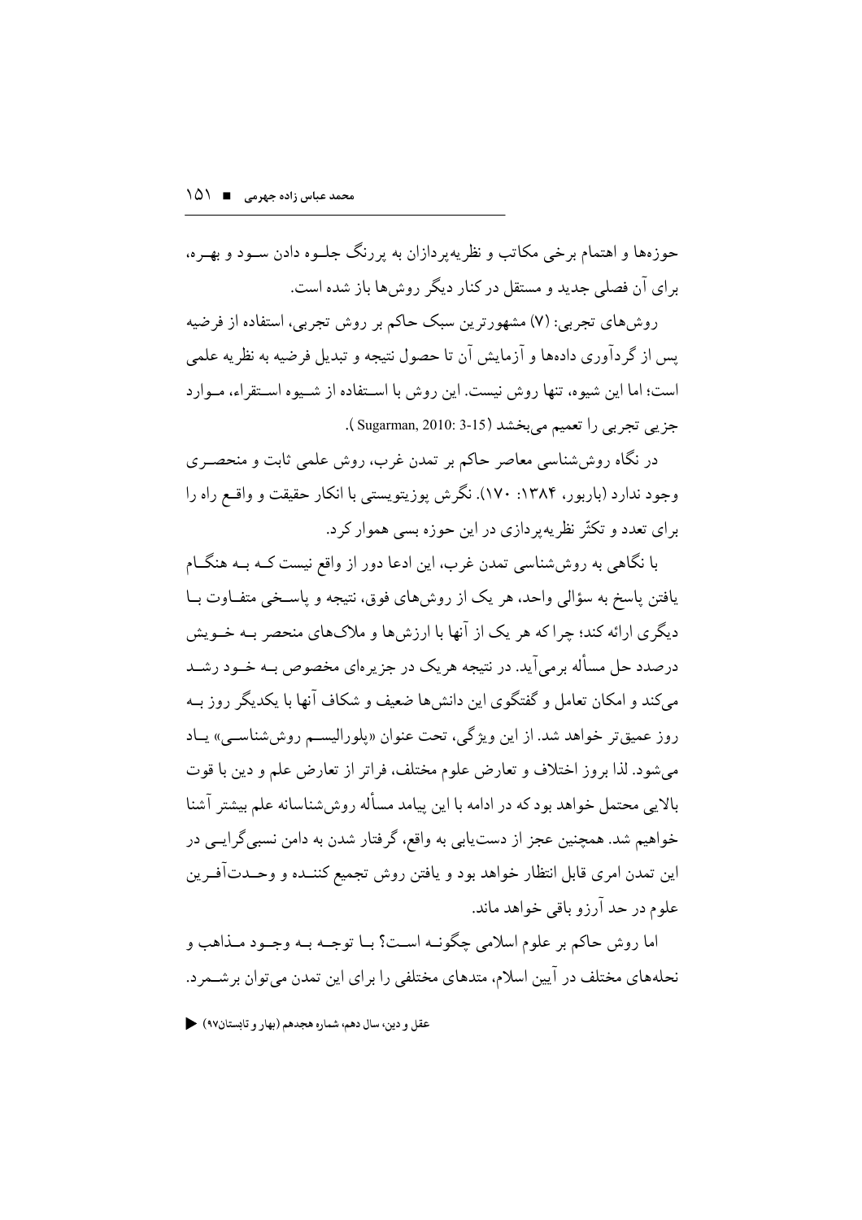حوزه‌ها و اهتمام برخی مکاتب و نظریه‌پردازان به پررنگ جلـوه دادن سـود و بهـره، برای آن فصلی جدید و مستقل در کنار دیگر روش‌ها باز شده است.

روش‌های تجربی: (۷) مشهورترین سبک حاکم بر روش تجربی، استفاده از فرضیه پس از گردآوری داده‌ها و آزمایش آن تا حصول نتیجه و تبدیل فرضیه به نظریه علمی است؛ اما این شیوه، تنها روش نیست. این روش با اسـتفاده از شـیوه اسـتقراء، مـوارد جزیی تجربی را تعمیم می‌بخشد (Sugarman, 2010: 3-15 ).

در نگاه روش‌شناسی معاصر حاکم بر تمدن غرب، روش علمی ثابت و منحصـری وجود ندارد (باربور، ۱۳۸۴: ۱۷۰). نگرش پوزیتویستی با انکار حقیقت و واقـع راه را برای تعدد و تکثّر نظریه‌پردازی در این حوزه بسی هموار کرد.

با نگاهی به روش‌شناسی تمدن غرب، این ادعا دور از واقع نیست کـه بـه هنگـام یافتن پاسخ به سؤالی واحد، هر یک از روش‌های فوق، نتیجه و پاسـخی متفـاوت بـا دیگری ارائه کند؛ چرا که هر یک از آنها با ارزش‌ها و ملاک‌های منحصر بـه خـویش درصدد حل مسأله برمی‌آید. در نتیجه هریک در جزیره‌ای مخصوص بـه خـود رشـد می‌کند و امکان تعامل و گفتگوی این دانش‌ها ضعیف و شکاف آنها با یکدیگر روز بـه روز عمیق‌تر خواهد شد. از این ویژگی، تحت عنوان «پلورالیسـم روش‌شناسـی» یـاد می‌شود. لذا بروز اختلاف و تعارض علوم مختلف، فراتر از تعارض علم و دین با قوت بالایی محتمل خواهد بود که در ادامه با این پیامد مسأله روش‌شناسانه علم بیشتر آشنا خواهیم شد. همچنین عجز از دست‌یابی به واقع، گرفتار شدن به دامن نسبی‌گرایـی در این تمدن امری قابل انتظار خواهد بود و یافتن روش تجمیع کننـده و وحـدت‌آفـرین علوم در حد آرزو باقی خواهد ماند.

اما روش حاکم بر علوم اسلامی چگونـه اسـت؟ بـا توجـه بـه وجـود مـذاهب و نحله‌های مختلف در آیین اسلام، متدهای مختلفی را برای این تمدن می‌توان برشـمرد.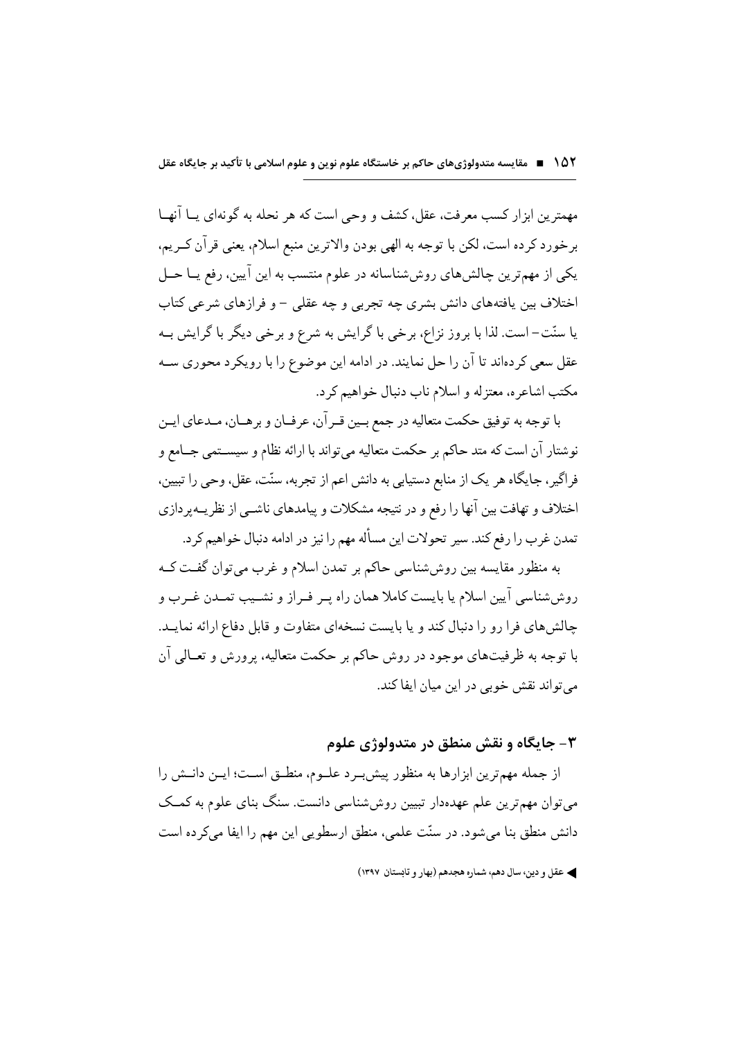مهمترین ابزار کسب معرفت، عقل، کشف و وحی است که هر نحله به گونه‌ای یـا آنهـا برخورد کرده است، لکن با توجه به الهی بودن والاترین منبع اسلام، یعنی قرآن کـریم، یکی از مهم‌ترین چالش‌های روش‌شناسانه در علوم منتسب به این آیین، رفع یـا حـل اختلاف بین یافته‌های دانش بشری چه تجربی و چه عقلی – و فرازهای شرعی کتاب یا سنّت– است. لذا با بروز نزاع، برخی با گرایش به شرع و برخی دیگر با گرایش بـه عقل سعی کرده‌اند تا آن را حل نمایند. در ادامه این موضوع را با رویکرد محوری سـه مکتب اشاعره، معتزله و اسلام ناب دنبال خواهیم کرد.

با توجه به توفیق حکمت متعالیه در جمع بـین قـرآن، عرفـان و برهـان، مـدعای ایـن نوشتار آن است که متد حاکم بر حکمت متعالیه می‌تواند با ارائه نظام و سیسـتمی جـامع و فراگیر، جایگاه هر یک از منابع دستیابی به دانش اعم از تجربه، سنّت، عقل، وحی را تبیین، اختلاف و تهافت بین آنها را رفع و در نتیجه مشکلات و پیامدهای ناشـی از نظریـه‌پردازی تمدن غرب را رفع کند. سیر تحولات این مسأله مهم را نیز در ادامه دنبال خواهیم کرد.

به منظور مقایسه بین روش‌شناسی حاکم بر تمدن اسلام و غرب می‌توان گفـت کـه روش‌شناسی آیین اسلام یا بایست کاملا همان راه پـر فـراز و نشـیب تمـدن غـرب و چالش‌های فرا رو را دنبال کند و یا بایست نسخه‌ای متفاوت و قابل دفاع ارائه نمایـد. با توجه به ظرفیت‌های موجود در روش حاکم بر حکمت متعالیه، پرورش و تعـالی آن می‌تواند نقش خوبی در این میان ایفا کند.

## ۳- جایگاه و نقش منطق در متدولوژی علوم

از جمله مهم‌ترین ابزارها به منظور پیش‌بـرد علـوم، منطـق اسـت؛ ایـن دانـش را می‌توان مهم‌ترین علم عهده‌دار تبیین روش‌شناسی دانست. سنگ بنای علوم به کمـک دانش منطق بنا می‌شود. در سنّت علمی، منطق ارسطویی این مهم را ایفا می‌کرده است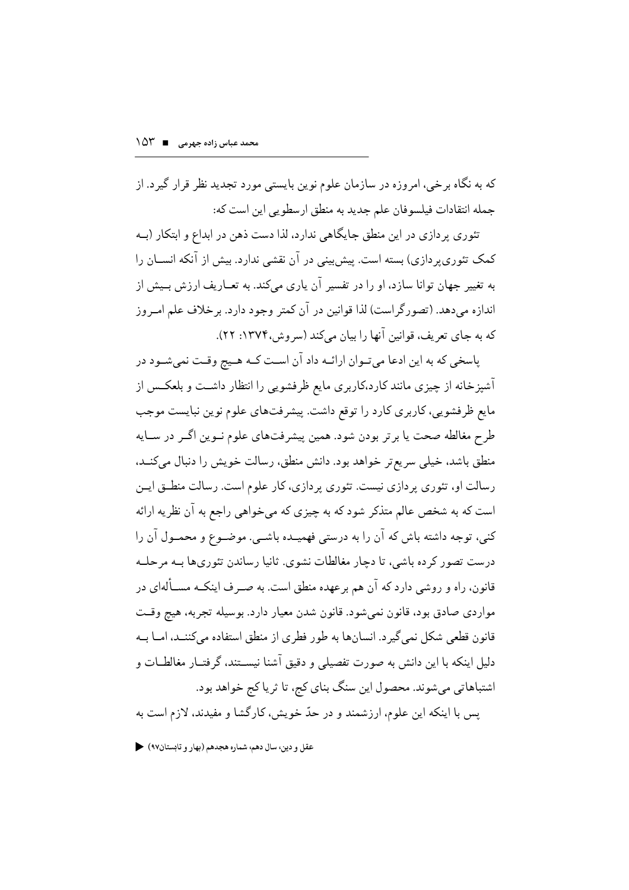که به نگاه برخی، امروزه در سازمان علوم نوین بایستی مورد تجدید نظر قرار گیرد. از جمله انتقادات فیلسوفان علم جدید به منطق ارسطویی این است که:

تئوری پردازی در این منطق جایگاهی ندارد، لذا دست ذهن در ابداع و ابتکار (بـه کمک تئوری‌پردازی) بسته است. پیش‌بینی در آن نقشی ندارد. بیش از آنکه انسـان را به تغییر جهان توانا سازد، او را در تفسیر آن یاری می‌کند. به تعـاریف ارزش بـیش از اندازه می‌دهد. (تصورگراست) لذا قوانین در آن کمتر وجود دارد. برخلاف علم امـروز که به جای تعریف، قوانین آنها را بیان می‌کند (سروش،۱۳۷۴: ۲۲).

پاسخی که به این ادعا می‌تـوان ارائـه داد آن اسـت کـه هـیچ وقـت نمی‌شـود در آشپزخانه از چیزی مانند کارد،کاربری مایع ظرفشویی را انتظار داشـت و بلعکـس از مایع ظرفشویی، کاربری کارد را توقع داشت. پیشرفت‌های علوم نوین نبایست موجب طرح مغالطه صحت یا برتر بودن شود. همین پیشرفت‌های علوم نـوین اگـر در سـایه منطق باشد، خیلی سریع‌تر خواهد بود. دانش منطق، رسالت خویش را دنبال می‌کنـد، رسالت او، تئوری پردازی نیست. تئوری پردازی، کار علوم است. رسالت منطـق ایـن است که به شخص عالم متذکر شود که به چیزی که می‌خواهی راجع به آن نظریه ارائه کنی، توجه داشته باش که آن را به درستی فهمیـده باشـی. موضـوع و محمـول آن را درست تصور کرده باشی، تا دچار مغالطات نشوی. ثانیا رساندن تئوری‌ها بـه مرحلـه قانون، راه و روشی دارد که آن هم برعهده منطق است. به صـرف اینکـه مسـأله‌ای در مواردی صادق بود، قانون نمی‌شود. قانون شدن معیار دارد. بوسیله تجربه، هیچ وقـت قانون قطعی شکل نمی‌گیرد. انسان‌ها به طور فطری از منطق استفاده می‌کننـد، امـا بـه دلیل اینکه با این دانش به صورت تفصیلی و دقیق آشنا نیسـتند، گرفتـار مغالطـات و اشتباهاتی می‌شوند. محصول این سنگ بنای کج، تا ثریا کج خواهد بود.

پس با اینکه این علوم، ارزشمند و در حدّ خویش، کارگشا و مفیدند، لازم است به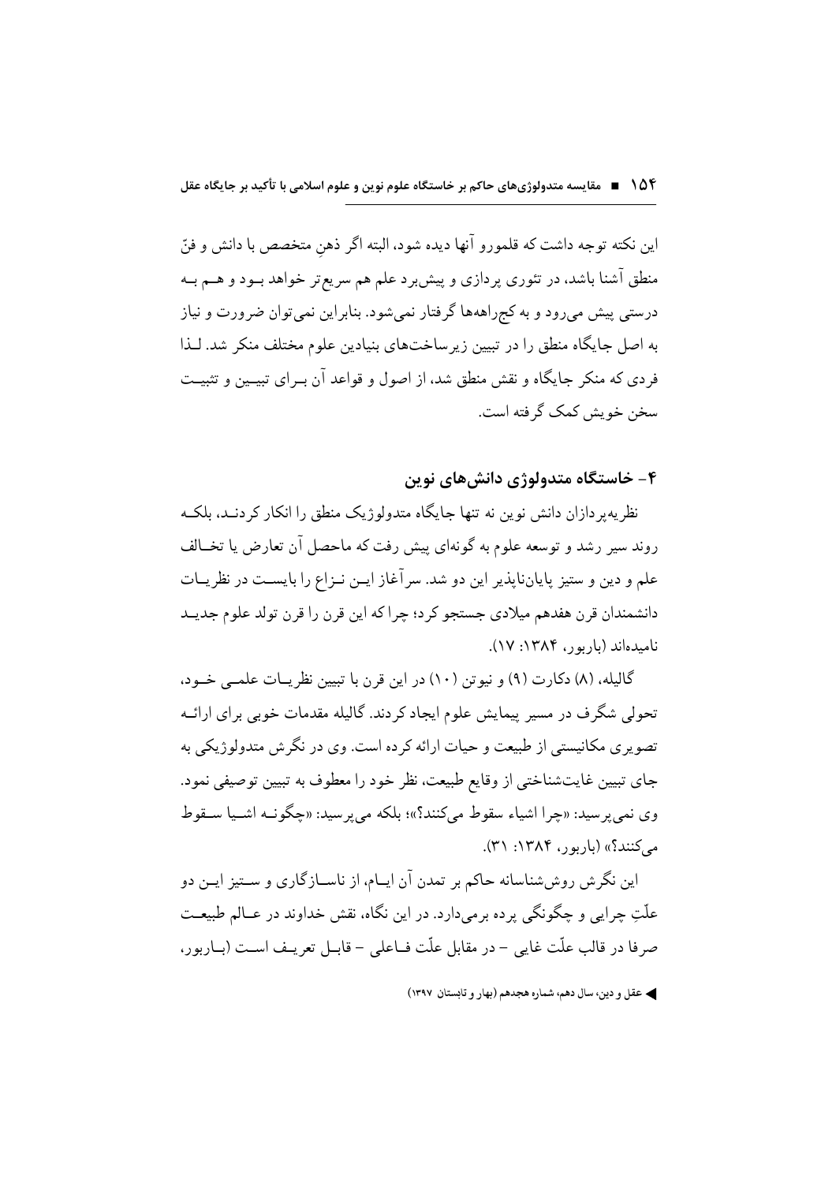این نکته توجه داشت که قلمورو آنها دیده شود، البته اگر ذهنِ متخصص با دانش و فنّ منطق آشنا باشد، در تئوری پردازی و پیش‌برد علم هم سریع‌تر خواهد بود و هم به درستی پیش می‌رود و به کج‌راهه‌ها گرفتار نمی‌شود. بنابراین نمی‌توان ضرورت و نیاز به اصل جایگاه منطق را در تبیین زیرساخت‌های بنیادین علوم مختلف منکر شد. لذا فردی که منکر جایگاه و نقش منطق شد، از اصول و قواعد آن برای تبیین و تثبیت سخن خویش کمک گرفته است.

## ۴- خاستگاه متدولوژی دانش‌های نوین

نظریه‌پردازان دانش نوین نه تنها جایگاه متدولوژیک منطق را انکار کردند، بلکه روند سیر رشد و توسعه علوم به گونه‌ای پیش رفت که ماحصل آن تعارض یا تخالف علم و دین و ستیز پایان‌ناپذیر این دو شد. سرآغاز این نزاع را بایست در نظریات دانشمندان قرن هفدهم میلادی جستجو کرد؛ چرا که این قرن را قرن تولد علوم جدید نامیده‌اند (باربور، ۱۳۸۴: ۱۷).

گالیله، (۸) دکارت (۹) و نیوتن (۱۰) در این قرن با تبیین نظریات علمی خود، تحولی شگرف در مسیر پیمایش علوم ایجاد کردند. گالیله مقدمات خوبی برای ارائه تصویری مکانیستی از طبیعت و حیات ارائه کرده است. وی در نگرش متدولوژیکی به جای تبیین غایت‌شناختی از وقایع طبیعت، نظر خود را معطوف به تبیین توصیفی نمود. وی نمی‌پرسید: «چرا اشیاء سقوط می‌کنند؟»؛ بلکه می‌پرسید: «چگونه اشیا سقوط می‌کنند؟» (باربور، ۱۳۸۴: ۳۱).

این نگرش روش‌شناسانه حاکم بر تمدن آن ایام، از ناسازگاری و ستیز این دو علّتِ چرایی و چگونگی پرده برمی‌دارد. در این نگاه، نقش خداوند در عالم طبیعت صرفا در قالب علّت غایی – در مقابل علّت فاعلی – قابل تعریف است (باربور،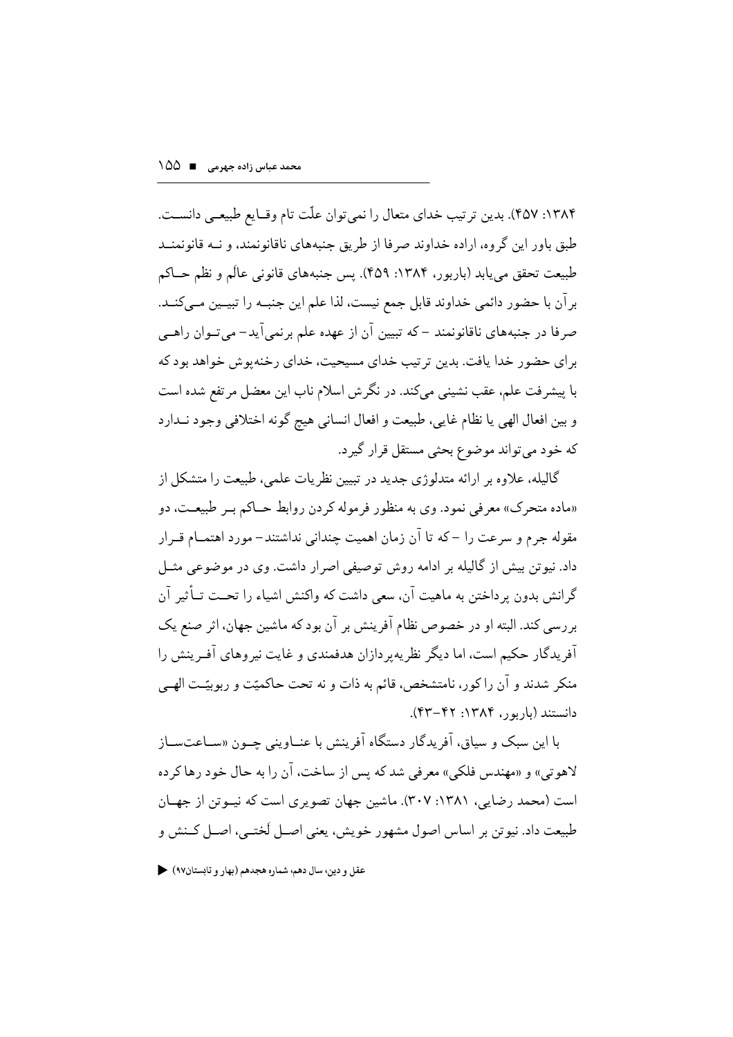۱۳۸۴: ۴۵۷). بدین ترتیب خدای متعال را نمی‌توان علّت تام وقـایع طبیعـی دانسـت. طبق باور این گروه، اراده خداوند صرفا از طریق جنبه‌های ناقانونمند، و نـه قانونمنـد طبیعت تحقق می‌یابد (باربور، ۱۳۸۴: ۴۵۹). پس جنبه‌های قانونی عالَم و نظم حـاکم برآن با حضور دائمی خداوند قابل جمع نیست، لذا علم این جنبـه را تبیـین مـی‌کنـد. صرفا در جنبه‌های ناقانونمند – که تبیین آن از عهده علم برنمی‌آید– می‌تـوان راهـی برای حضور خدا یافت. بدین ترتیب خدای مسیحیت، خدای رخنه‌پوش خواهد بود که با پیشرفت علم، عقب نشینی می‌کند. در نگرش اسلام ناب این معضل مرتفع شده است و بین افعال الهی یا نظام غایی، طبیعت و افعال انسانی هیچ گونه اختلافی وجود نـدارد که خود می‌تواند موضوع بحثی مستقل قرار گیرد.

گالیله، علاوه بر ارائه متدلوژی جدید در تبیین نظریات علمی، طبیعت را متشکل از «ماده متحرک» معرفی نمود. وی به منظور فرموله کردن روابط حـاکم بـر طبیعـت، دو مقوله جرم و سرعت را – که تا آن زمان اهمیت چندانی نداشتند– مورد اهتمـام قـرار داد. نیوتن بیش از گالیله بر ادامه روش توصیفی اصرار داشت. وی در موضوعی مثـل گرانش بدون پرداختن به ماهیت آن، سعی داشت که واکنش اشیاء را تحـت تـأثیر آن بررسی کند. البته او در خصوص نظام آفرینش بر آن بود که ماشین جهان، اثر صنع یک آفریدگار حکیم است، اما دیگر نظریه‌پردازان هدفمندی و غایت نیروهای آفـرینش را منکر شدند و آن را کور، نامتشخص، قائم به ذات و نه تحت حاکمیّت و ربوبیّـت الهـی دانستند (باربور، ۱۳۸۴: ۴۲-۴۳).

با این سبک و سیاق، آفریدگار دستگاه آفرینش با عنـاوینی چـون «سـاعت‌سـاز لاهوتی» و «مهندس فلکی» معرفی شد که پس از ساخت، آن را به حال خود رها کرده است (محمد رضایی، ۱۳۸۱: ۳۰۷). ماشین جهان تصویری است که نیـوتن از جهـان طبیعت داد. نیوتن بر اساس اصول مشهور خویش، یعنی اصـل لَختـی، اصـل کـنش و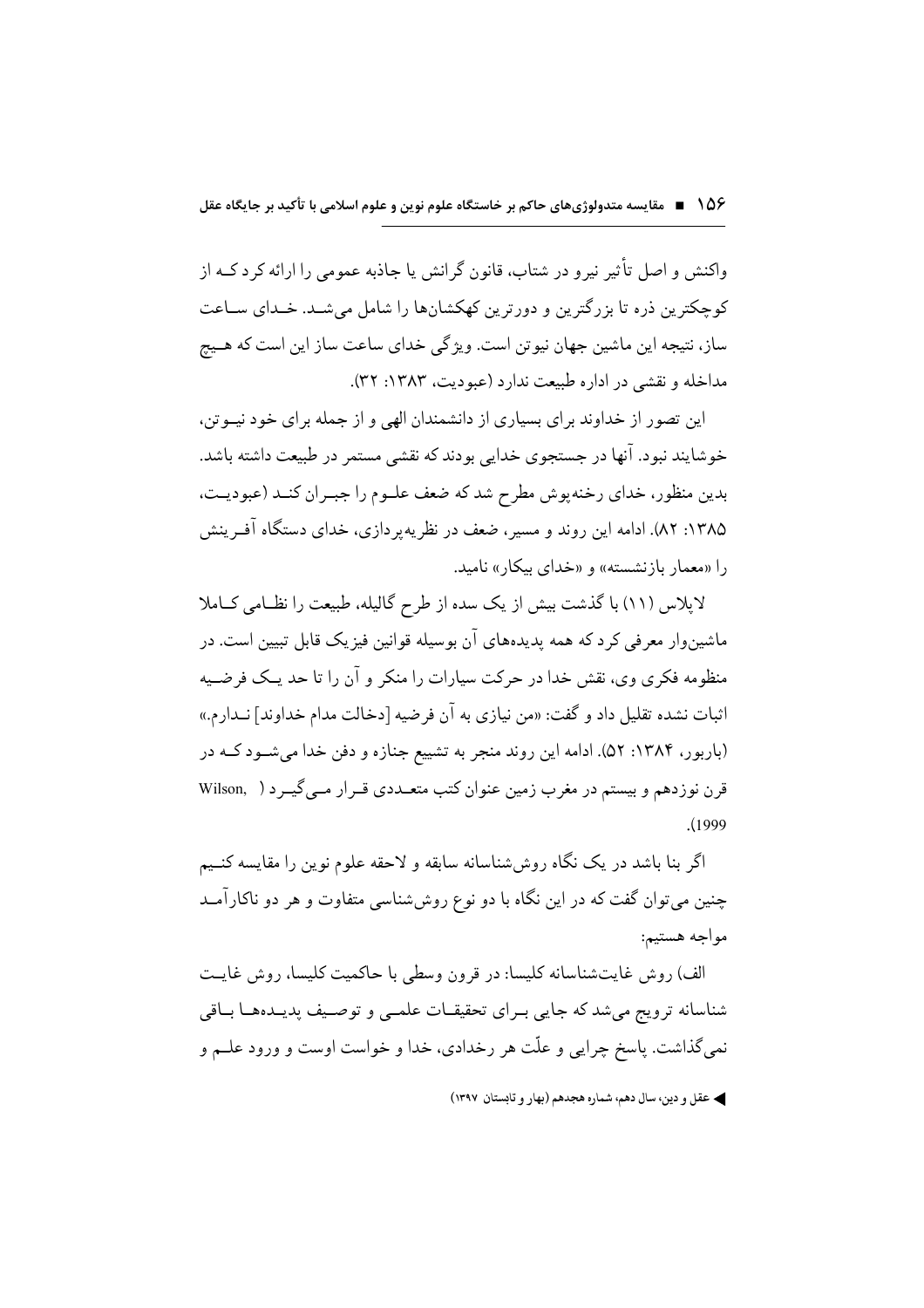واکنش و اصل تأثیر نیرو در شتاب، قانون گرانش یا جاذبه عمومی را ارائه کرد کـه از کوچکترین ذره تا بزرگترین و دورترین کهکشان‌ها را شامل می‌شـد. خـدای سـاعت ساز، نتیجه این ماشین جهان نیوتن است. ویژگی خدای ساعت ساز این است که هـیچ مداخله و نقشی در اداره طبیعت ندارد (عبودیت، ۱۳۸۳: ۳۲).

این تصور از خداوند برای بسیاری از دانشمندان الهی و از جمله برای خود نیـوتن، خوشایند نبود. آنها در جستجوی خدایی بودند که نقشی مستمر در طبیعت داشته باشد. بدین منظور، خدای رخنه‌پوش مطرح شد که ضعف علـوم را جبـران کنـد (عبودیـت، ۱۳۸۵: ۸۲). ادامه این روند و مسیر، ضعف در نظریه‌پردازی، خدای دستگاه آفـرینش را «معمار بازنشسته» و «خدای بیکار» نامید.

لاپلاس (۱۱) با گذشت بیش از یک سده از طرح گالیله، طبیعت را نظـامی کـاملا ماشین‌وار معرفی کرد که همه پدیده‌های آن بوسیله قوانین فیزیک قابل تبیین است. در منظومه فکری وی، نقش خدا در حرکت سیارات را منکر و آن را تا حد یـک فرضـیه اثبات نشده تقلیل داد و گفت: «من نیازی به آن فرضیه [دخالت مدام خداوند] نـدارم.» (باربور، ۱۳۸۴: ۵۲). ادامه این روند منجر به تشییع جنازه و دفن خدا می‌شـود کـه در قرن نوزدهم و بیستم در مغرب زمین عنوان کتب متعـددی قـرار مـی‌گیـرد (Wilson, 1999).

اگر بنا باشد در یک نگاه روش‌شناسانه سابقه و لاحقه علوم نوین را مقایسه کنـیم چنین می‌توان گفت که در این نگاه با دو نوع روش‌شناسی متفاوت و هر دو ناکارآمـد مواجه هستیم:

الف) روش غایت‌شناسانه کلیسا: در قرون وسطی با حاکمیت کلیسا، روش غایـت شناسانه ترویج می‌شد که جایی بـرای تحقیقـات علمـی و توصـیف پدیـده‌هـا بـاقی نمی‌گذاشت. پاسخ چرایی و علّت هر رخدادی، خدا و خواست اوست و ورود علـم و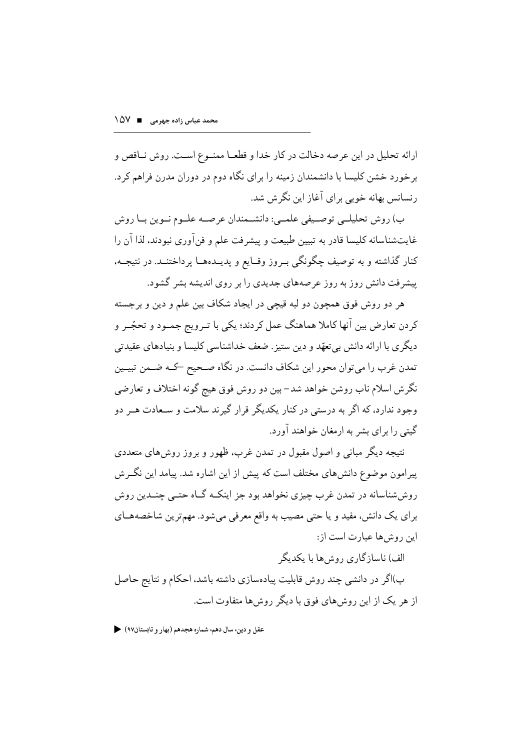ارائه تحلیل در این عرصه دخالت در کار خدا و قطعا ممنوع است. روش ناقص و برخورد خشن کلیسا با دانشمندان زمینه را برای نگاه دوم در دوران مدرن فراهم کرد. رنسانس بهانه خوبی برای آغاز این نگرش شد.

ب) روش تحلیلی توصیفی علمی: دانشمندان عرصه علوم نوین با روش غایت‌شناسانه کلیسا قادر به تبیین طبیعت و پیشرفت علم و فن‌آوری نبودند، لذا آن را کنار گذاشته و به توصیف چگونگی بروز وقایع و پدیده‌ها پرداختند. در نتیجه، پیشرفت دانش روز به روز عرصه‌های جدیدی را بر روی اندیشه بشر گشود.

هر دو روش فوق همچون دو لبه قیچی در ایجاد شکاف بین علم و دین و برجسته کردن تعارض بین آنها کاملا هماهنگ عمل کردند؛ یکی با ترویج جمود و تحجّر و دیگری با ارائه دانش بی‌تعهّد و دین ستیز. ضعف خداشناسی کلیسا و بنیادهای عقیدتی تمدن غرب را می‌توان محور این شکاف دانست. در نگاه صحیح –که ضمن تبیین نگرش اسلام ناب روشن خواهد شد– بین دو روش فوق هیچ گونه اختلاف و تعارضی وجود ندارد، که اگر به درستی در کنار یکدیگر قرار گیرند سلامت و سعادت هر دو گیتی را برای بشر به ارمغان خواهند آورد.

نتیجه دیگر مبانی و اصول مقبول در تمدن غرب، ظهور و بروز روش‌های متعددی پیرامون موضوع دانش‌های مختلف است که پیش از این اشاره شد. پیامد این نگرش روش‌شناسانه در تمدن غرب چیزی نخواهد بود جز اینکه گاه حتی چندین روش برای یک دانش، مفید و یا حتی مصیب به واقع معرفی می‌شود. مهم‌ترین شاخصه‌های این روش‌ها عبارت است از:

الف) ناسازگاری روش‌ها با یکدیگر

ب)اگر در دانشی چند روش قابلیت پیاده‌سازی داشته باشد، احکام و نتایج حاصل از هر یک از این روش‌های فوق با دیگر روش‌ها متفاوت است.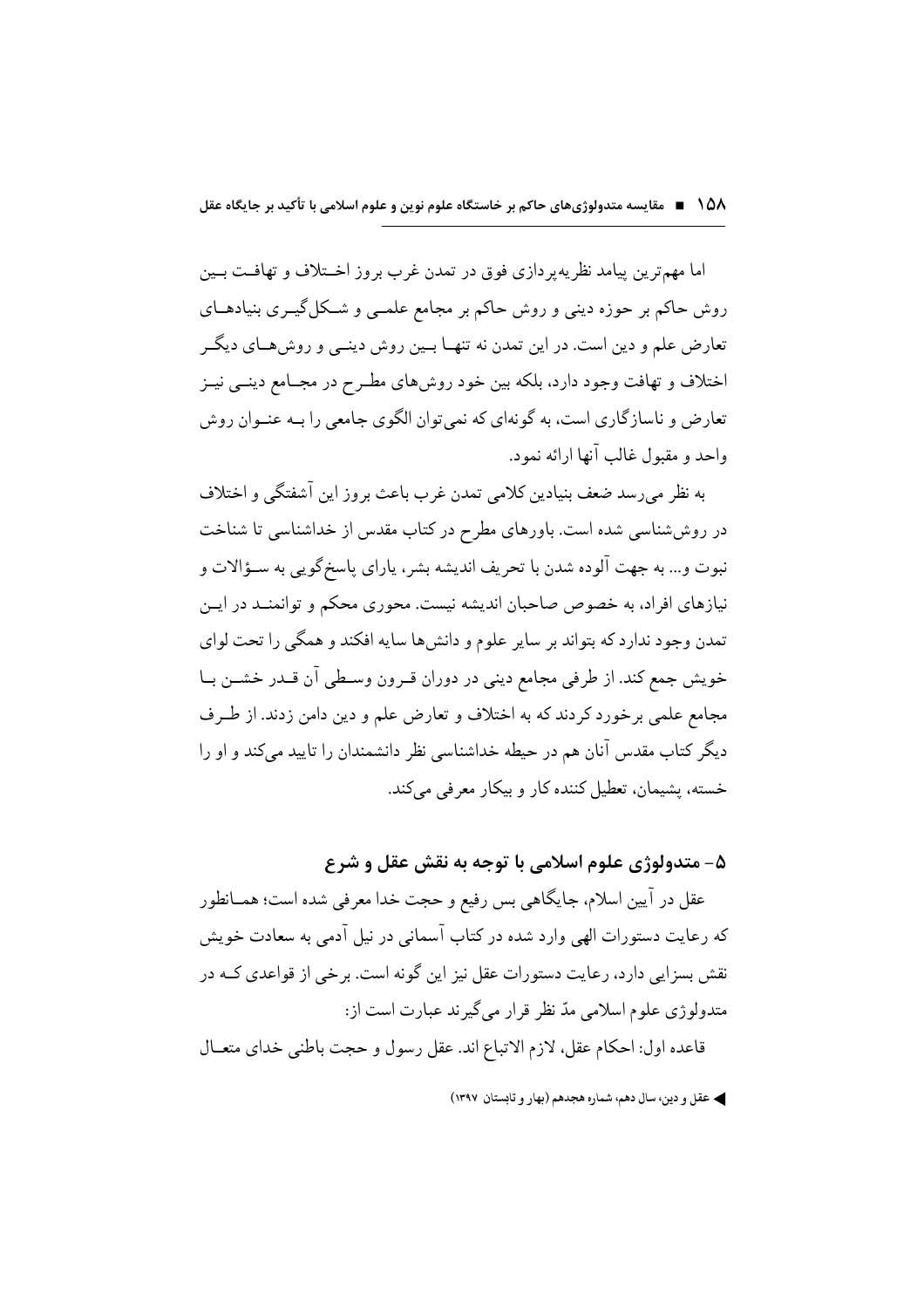اما مهم‌ترین پیامد نظریه‌پردازی فوق در تمدن غرب بروز اختلاف و تهافت بین روش حاکم بر حوزه دینی و روش حاکم بر مجامع علمی و شکل‌گیری بنیادهای تعارض علم و دین است. در این تمدن نه تنها بین روش دینی و روش‌های دیگر اختلاف و تهافت وجود دارد، بلکه بین خود روش‌های مطرح در مجامع دینی نیز تعارض و ناسازگاری است، به گونه‌ای که نمی‌توان الگوی جامعی را به عنوان روش واحد و مقبول غالب آنها ارائه نمود.

به نظر می‌رسد ضعف بنیادین کلامی تمدن غرب باعث بروز این آشفتگی و اختلاف در روش‌شناسی شده است. باورهای مطرح در کتاب مقدس از خداشناسی تا شناخت نبوت و... به جهت آلوده شدن با تحریف اندیشه بشر، یارای پاسخ‌گویی به سؤالات و نیازهای افراد، به خصوص صاحبان اندیشه نیست. محوری محکم و توانمند در این تمدن وجود ندارد که بتواند بر سایر علوم و دانش‌ها سایه افکند و همگی را تحت لوای خویش جمع کند. از طرفی مجامع دینی در دوران قرون وسطی آن قدر خشن با مجامع علمی برخورد کردند که به اختلاف و تعارض علم و دین دامن زدند. از طرف دیگر کتاب مقدس آنان هم در حیطه خداشناسی نظر دانشمندان را تایید می‌کند و او را خسته، پشیمان، تعطیل کننده کار و بیکار معرفی می‌کند.

## ۵- متدولوژی علوم اسلامی با توجه به نقش عقل و شرع

عقل در آیین اسلام، جایگاهی بس رفیع و حجت خدا معرفی شده است؛ همانطور که رعایت دستورات الهی وارد شده در کتاب آسمانی در نیل آدمی به سعادت خویش نقش بسزایی دارد، رعایت دستورات عقل نیز این گونه است. برخی از قواعدی که در متدولوژی علوم اسلامی مدّ نظر قرار می‌گیرند عبارت است از:

قاعده اول: احکام عقل، لازم الاتباع اند. عقل رسول و حجت باطنی خدای متعال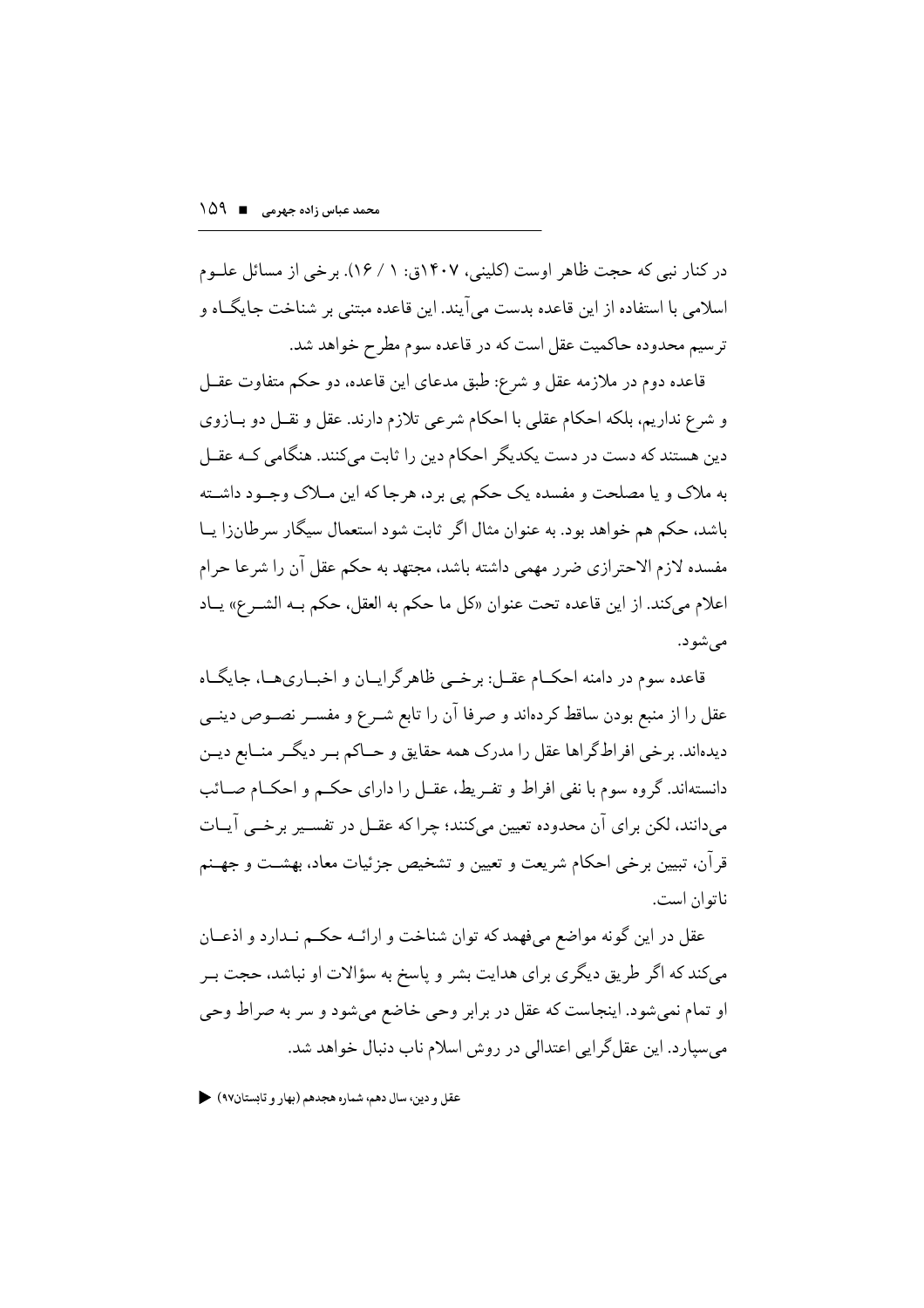در کنار نبی که حجت ظاهر اوست (کلینی، ۱۴۰۷ق: ۱ / ۱۶). برخی از مسائل علـوم اسلامی با استفاده از این قاعده بدست می‌آیند. این قاعده مبتنی بر شناخت جایگـاه و ترسیم محدوده حاکمیت عقل است که در قاعده سوم مطرح خواهد شد.

قاعده دوم در ملازمه عقل و شرع: طبق مدعای این قاعده، دو حکم متفاوت عقـل و شرع نداریم، بلکه احکام عقلی با احکام شرعی تلازم دارند. عقل و نقـل دو بـازوی دین هستند که دست در دست یکدیگر احکام دین را ثابت می‌کنند. هنگامی کـه عقـل به ملاک و یا مصلحت و مفسده یک حکم پی برد، هرجا که این مـلاک وجـود داشـته باشد، حکم هم خواهد بود. به عنوان مثال اگر ثابت شود استعمال سیگار سرطان‌زا یـا مفسده لازم الاحترازی ضرر مهمی داشته باشد، مجتهد به حکم عقل آن را شرعا حرام اعلام می‌کند. از این قاعده تحت عنوان «کل ما حکم به العقل، حکم بـه الشـرع» یـاد می‌شود.

قاعده سوم در دامنه احکـام عقـل: برخـی ظاهرگرایـان و اخبـاری‌هـا، جایگـاه عقل را از منبع بودن ساقط کرده‌اند و صرفا آن را تابع شـرع و مفسـر نصـوص دینـی دیده‌اند. برخی افراط‌گراها عقل را مدرک همه حقایق و حـاکم بـر دیگـر منـابع دیـن دانسته‌اند. گروه سوم با نفی افراط و تفـریط، عقـل را دارای حکـم و احکـام صـائب می‌دانند، لکن برای آن محدوده تعیین می‌کنند؛ چرا که عقـل در تفسـیر برخـی آیـات قرآن، تبیین برخی احکام شریعت و تعیین و تشخیص جزئیات معاد، بهشـت و جهـنم ناتوان است.

عقل در این گونه مواضع می‌فهمد که توان شناخت و ارائـه حکـم نـدارد و اذعـان می‌کند که اگر طریق دیگری برای هدایت بشر و پاسخ به سؤالات او نباشد، حجت بـر او تمام نمی‌شود. اینجاست که عقل در برابر وحی خاضع می‌شود و سر به صراط وحی می‌سپارد. این عقل‌گرایی اعتدالی در روش اسلام ناب دنبال خواهد شد.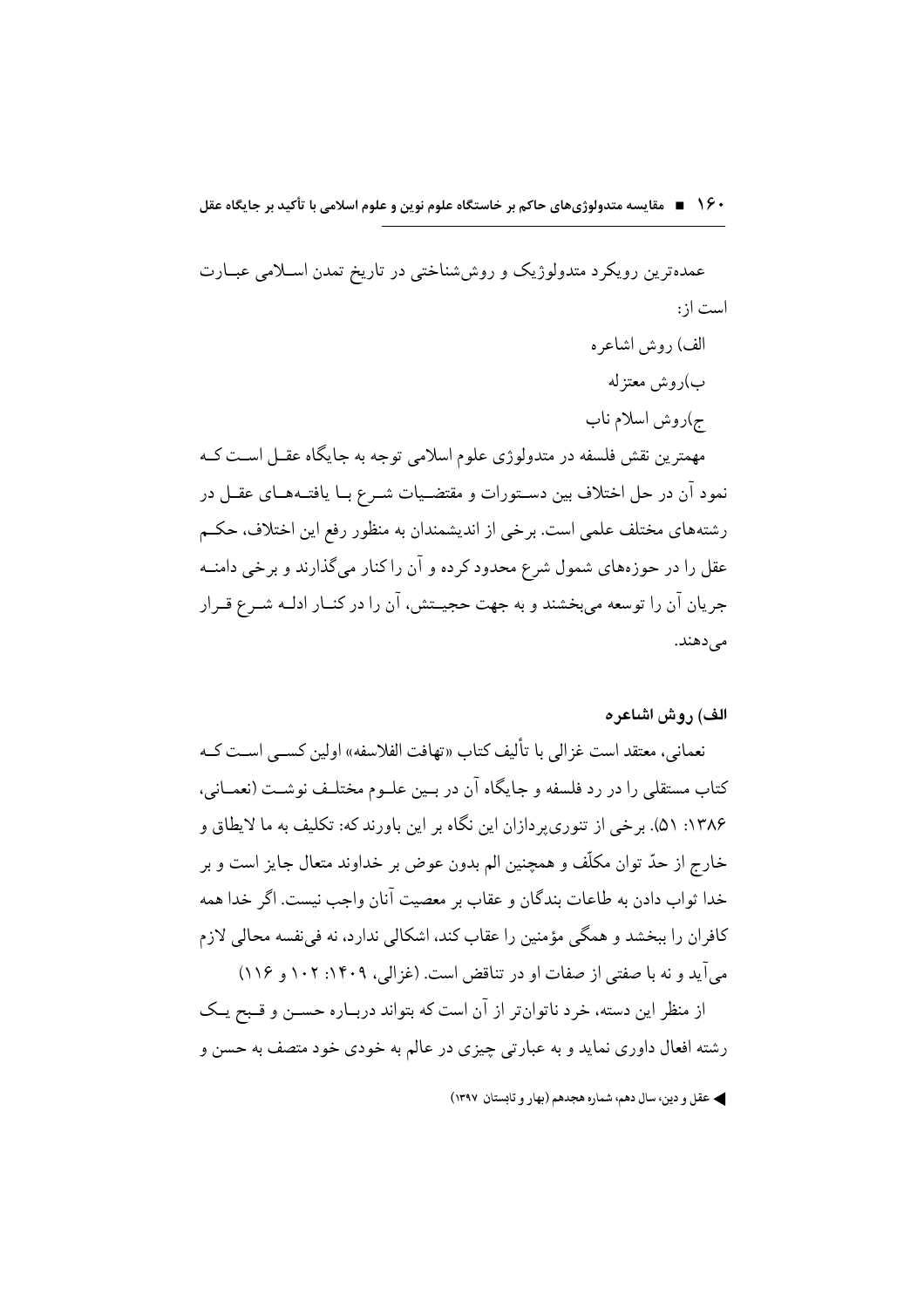عمده‌ترین رویکرد متدولوژیک و روش‌شناختی در تاریخ تمدن اسلامی عبارت است از:

الف) روش اشاعره

ب)روش معتزله

ج)روش اسلام ناب

مهمترین نقش فلسفه در متدولوژی علوم اسلامی توجه به جایگاه عقل است که نمود آن در حل اختلاف بین دستورات و مقتضیات شرع با یافته‌های عقل در رشته‌های مختلف علمی است. برخی از اندیشمندان به منظور رفع این اختلاف، حکم عقل را در حوزه‌های شمول شرع محدود کرده و آن را کنار می‌گذارند و برخی دامنه جریان آن را توسعه می‌بخشند و به جهت حجیتش، آن را در کنار ادله شرع قرار می‌دهند.

### الف) روش اشاعره

نعمانی، معتقد است غزالی با تألیف کتاب «تهافت الفلاسفه» اولین کسی است که کتاب مستقلی را در رد فلسفه و جایگاه آن در بین علوم مختلف نوشت (نعمانی، ۱۳۸۶: ۵۱). برخی از تئوری‌پردازان این نگاه بر این باورند که: تکلیف به ما لایطاق و خارج از حدّ توان مکلّف و همچنین الم بدون عوض بر خداوند متعال جایز است و بر خدا ثواب دادن به طاعات بندگان و عقاب بر معصیت آنان واجب نیست. اگر خدا همه کافران را ببخشد و همگی مؤمنین را عقاب کند، اشکالی ندارد، نه فی‌نفسه محالی لازم می‌آید و نه با صفتی از صفات او در تناقض است. (غزالی، ۱۴۰۹: ۱۰۲ و ۱۱۶)

از منظر این دسته، خرد ناتوان‌تر از آن است که بتواند درباره حسن و قبح یک رشته افعال داوری نماید و به عبارتی چیزی در عالم به خودی خود متصف به حسن و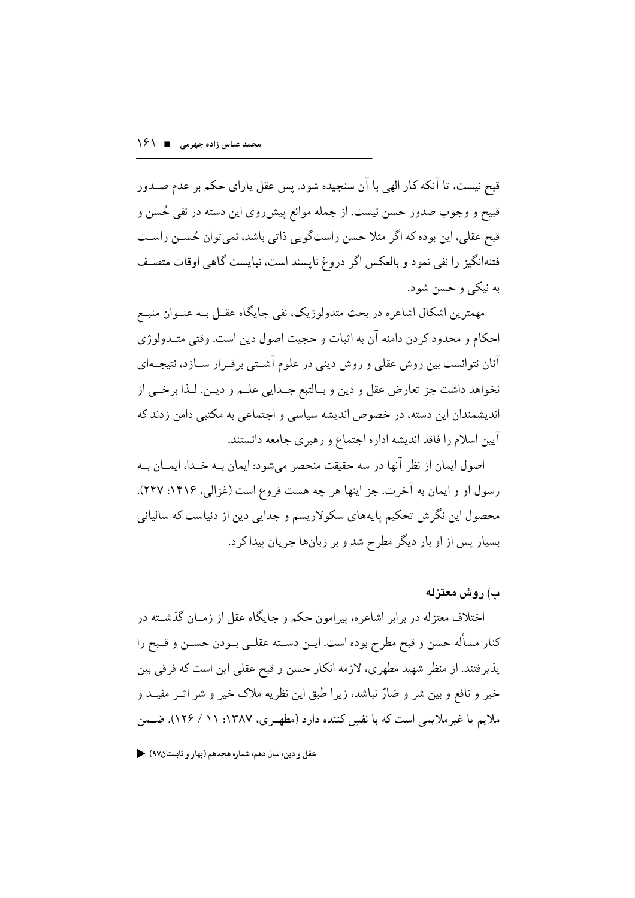قبح نیست، تا آنکه کار الهی با آن سنجیده شود. پس عقل یارای حکم بر عدم صـدور قبیح و وجوب صدور حسن نیست. از جمله موانع پیش‌روی این دسته در نفی حُسن و قبح عقلی، این بوده که اگر مثلا حسن راست‌گویی ذاتی باشد، نمی‌توان حُسـن راسـت فتنه‌انگیز را نفی نمود و بالعکس اگر دروغ ناپسند است، نبایست گاهی اوقات متصـف به نیکی و حسن شود.

مهمترین اشکال اشاعره در بحث متدولوژیک، نفی جایگاه عقـل بـه عنـوان منبـع احکام و محدود کردن دامنه آن به اثبات و حجیت اصول دین است. وقتی متـدولوژی آنان نتوانست بین روش عقلی و روش دینی در علوم آشـتی برقـرار سـازد، نتیجـه‌ای نخواهد داشت جز تعارض عقل و دین و بـالتبع جـدایی علـم و دیـن. لـذا برخـی از اندیشمندان این دسته، در خصوص اندیشه سیاسی و اجتماعی به مکتبی دامن زدند که آیین اسلام را فاقد اندیشه اداره اجتماع و رهبری جامعه دانستند.

اصول ایمان از نظر آنها در سه حقیقت منحصر می‌شود: ایمان بـه خـدا، ایمـان بـه رسول او و ایمان به آخرت. جز اینها هر چه هست فروع است (غزالی، ۱۴۱۶: ۲۴۷). محصول این نگرش تحکیم پایه‌های سکولاریسم و جدایی دین از دنیاست که سالیانی بسیار پس از او بار دیگر مطرح شد و بر زبان‌ها جریان پیدا کرد.

### ب) روش معتزله

اختلاف معتزله در برابر اشاعره، پیرامون حکم و جایگاه عقل از زمـان گذشـته در کنار مسأله حسن و قبح مطرح بوده است. ایـن دسـته عقلـی بـودن حسـن و قـبح را پذیرفتند. از منظر شهید مطهری، لازمه انکار حسن و قبح عقلی این است که فرقی بین خیر و نافع و بین شر و ضارّ نباشد، زیرا طبق این نظریه ملاک خیر و شر اثـر مفیـد و ملایم یا غیرملایمی است که با نفسِ کننده دارد (مطهـری، ۱۳۸۷: ۱۱ / ۱۲۶). ضـمن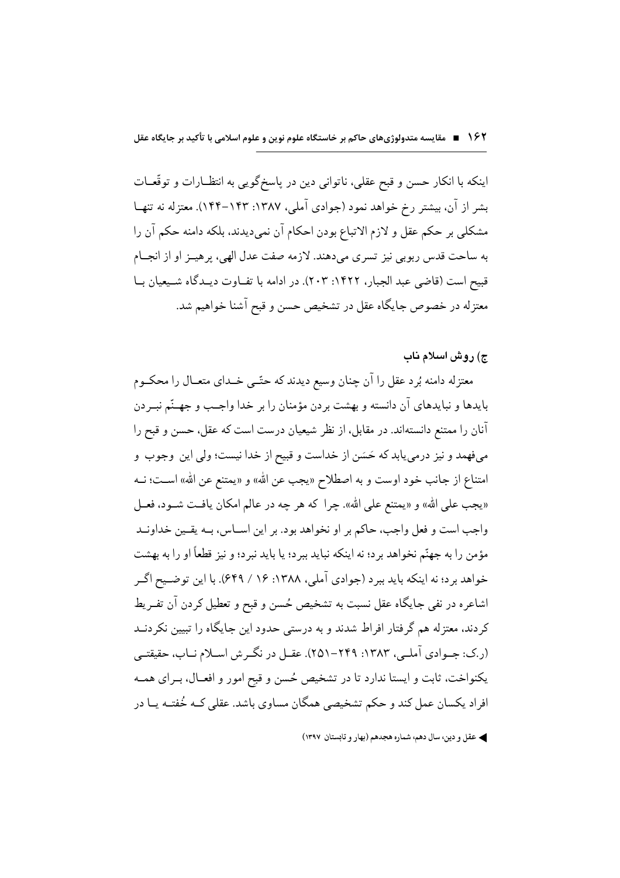اینکه با انکار حسن و قبح عقلی، ناتوانی دین در پاسخ‌گویی به انتظارات و توقّعات بشر از آن، بیشتر رخ خواهد نمود (جوادی آملی، ۱۳۸۷: ۱۴۳-۱۴۴). معتزله نه تنها مشکلی بر حکم عقل و لازم الاتباع بودن احکام آن نمی‌دیدند، بلکه دامنه حکم آن را به ساحت قدس ربوبی نیز تسری می‌دهند. لازمه صفت عدل الهی، پرهیز او از انجام قبیح است (قاضی عبد الجبار، ۱۴۲۲: ۲۰۳). در ادامه با تفاوت دیدگاه شیعیان با معتزله در خصوص جایگاه عقل در تشخیص حسن و قبح آشنا خواهیم شد.

### ج) روش اسلام ناب

معتزله دامنه بُرد عقل را آن چنان وسیع دیدند که حتّی خدای متعال را محکوم بایدها و نبایدهای آن دانسته و بهشت بردن مؤمنان را بر خدا واجب و جهنّم نبردن آنان را ممتنع دانسته‌اند. در مقابل، از نظر شیعیان درست است که عقل، حسن و قبح را می‌فهمد و نیز درمی‌یابد که حَسَن از خداست و قبیح از خدا نیست؛ ولی این وجوب و امتناع از جانب خود اوست و به اصطلاح «یجب عن الله» و «یمتنع عن الله» است؛ نه «یجب علی الله» و «یمتنع علی الله». چرا که هر چه در عالم امکان یافت شود، فعل واجب است و فعل واجب، حاکم بر او نخواهد بود. بر این اساس، به یقین خداوند مؤمن را به جهنّم نخواهد برد؛ نه اینکه نباید ببرد؛ یا باید نبرد؛ و نیز قطعاً او را به بهشت خواهد برد؛ نه اینکه باید ببرد (جوادی آملی، ۱۳۸۸: ۱۶ / ۶۴۹). با این توضیح اگر اشاعره در نفی جایگاه عقل نسبت به تشخیص حُسن و قبح و تعطیل کردن آن تفریط کردند، معتزله هم گرفتار افراط شدند و به درستی حدود این جایگاه را تبیین نکردند (ر.ک: جوادی آملی، ۱۳۸۳: ۲۴۹-۲۵۱). عقل در نگرش اسلام ناب، حقیقتی یکنواخت، ثابت و ایستا ندارد تا در تشخیص حُسن و قبح امور و افعال، برای همه افراد یکسان عمل کند و حکم تشخیصی همگان مساوی باشد. عقلی که خُفته یا در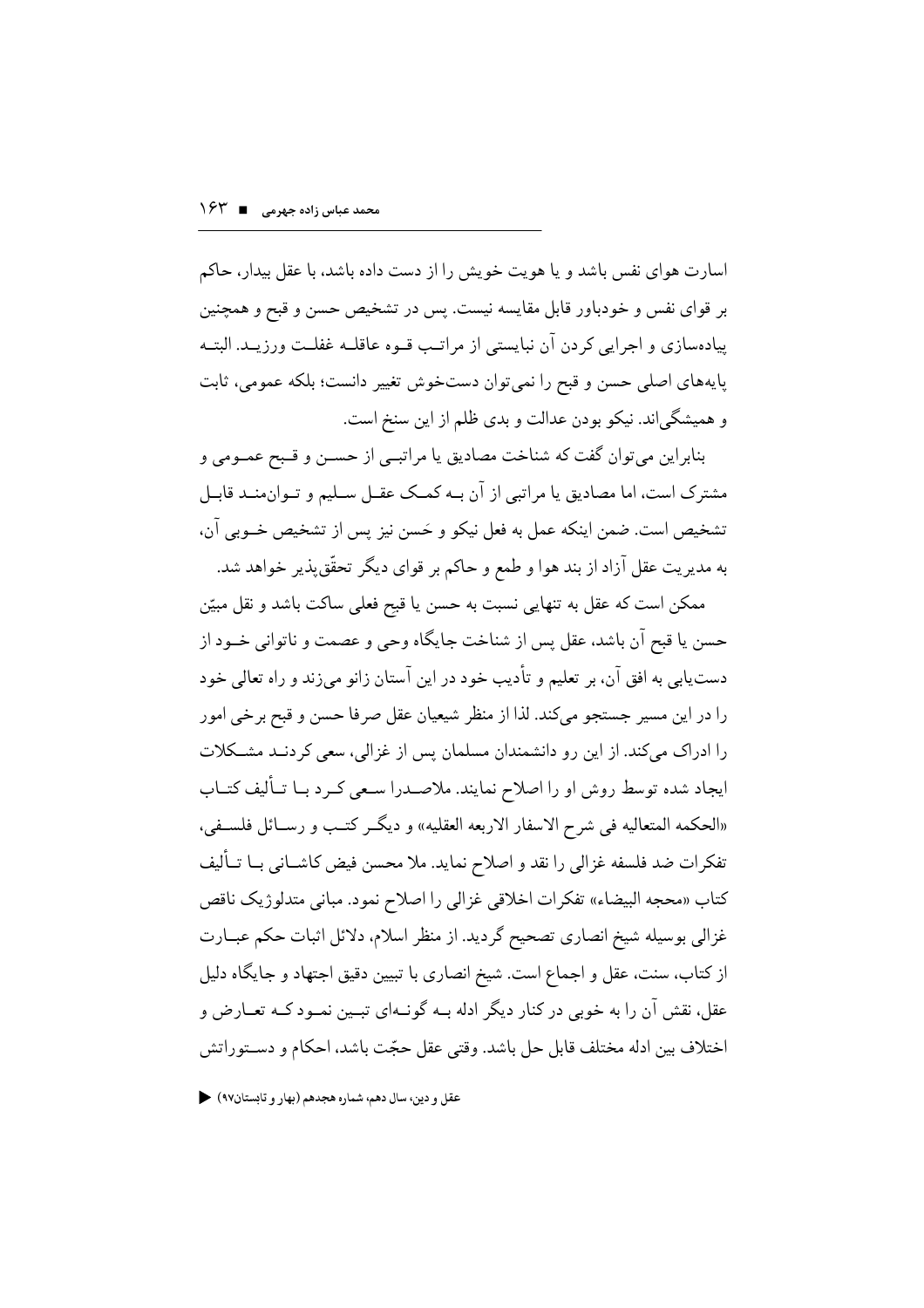اسارت هوای نفس باشد و یا هویت خویش را از دست داده باشد، با عقل بیدار، حاکم بر قوای نفس و خودباور قابل مقایسه نیست. پس در تشخیص حسن و قبح و همچنین پیاده‌سازی و اجرایی کردن آن نبایستی از مراتب قوه عاقله غفلت ورزید. البته پایه‌های اصلی حسن و قبح را نمی‌توان دست‌خوش تغییر دانست؛ بلکه عمومی، ثابت و همیشگی‌اند. نیکو بودن عدالت و بدی ظلم از این سنخ است.

بنابراین می‌توان گفت که شناخت مصادیق یا مراتبی از حسن و قبح عمومی و مشترک است، اما مصادیق یا مراتبی از آن به کمک عقل سلیم و توانمند قابل تشخیص است. ضمن اینکه عمل به فعل نیکو و حَسن نیز پس از تشخیص خوبی آن، به مدیریت عقل آزاد از بند هوا و طمع و حاکم بر قوای دیگر تحقّق‌پذیر خواهد شد.

ممکن است که عقل به تنهایی نسبت به حسن یا قبح فعلی ساکت باشد و نقل مبیّن حسن یا قبح آن باشد، عقل پس از شناخت جایگاه وحی و عصمت و ناتوانی خود از دست‌یابی به افق آن، بر تعلیم و تأدیب خود در این آستان زانو می‌زند و راه تعالی خود را در این مسیر جستجو می‌کند. لذا از منظر شیعیان عقل صرفا حسن و قبح برخی امور را ادراک می‌کند. از این رو دانشمندان مسلمان پس از غزالی، سعی کردند مشکلات ایجاد شده توسط روش او را اصلاح نمایند. ملاصدرا سعی کرد با تألیف کتاب «الحکمه المتعالیه فی شرح الاسفار الاربعه العقلیه» و دیگر کتب و رسائل فلسفی، تفکرات ضد فلسفه غزالی را نقد و اصلاح نماید. ملا محسن فیض کاشانی با تألیف کتاب «محجه البیضاء» تفکرات اخلاقی غزالی را اصلاح نمود. مبانی متدلوژیک ناقص غزالی بوسیله شیخ انصاری تصحیح گردید. از منظر اسلام، دلائل اثبات حکم عبارت از کتاب، سنت، عقل و اجماع است. شیخ انصاری با تبیین دقیق اجتهاد و جایگاه دلیل عقل، نقش آن را به خوبی در کنار دیگر ادله به گونه‌ای تبین نمود که تعارض و اختلاف بین ادله مختلف قابل حل باشد. وقتی عقل حجّت باشد، احکام و دستوراتش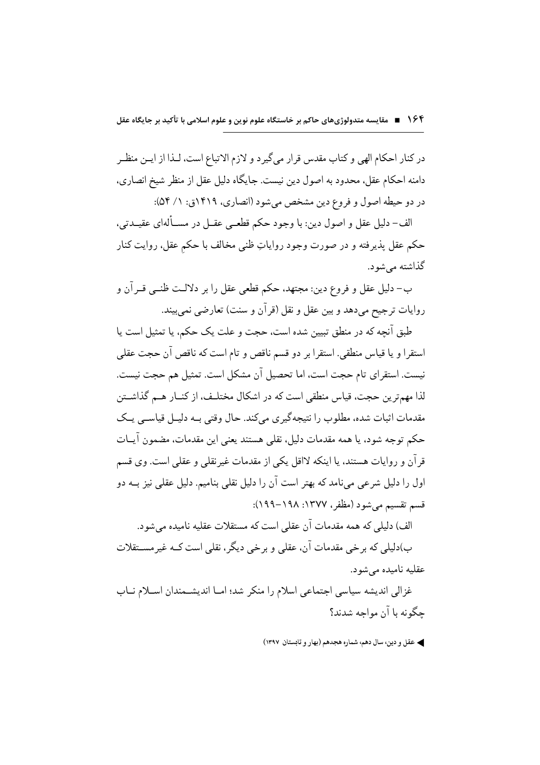در کنار احکام الهی و کتاب مقدس قرار می‌گیرد و لازم الاتباع است، لـذا از ایـن منظـر دامنه احکام عقل، محدود به اصول دین نیست. جایگاه دلیل عقل از منظر شیخ انصاری، در دو حیطه اصول و فروع دین مشخص می‌شود (انصاری، ۱۴۱۹ق: ۱/ ۵۴):

الف- دلیل عقل و اصول دین: با وجود حکم قطعـی عقـل در مسـأله‌ای عقیـدتی، حکم عقل پذیرفته و در صورت وجود روایاتِ ظنی مخالف با حکمِ عقل، روایت کنار گذاشته می‌شود.

ب- دلیل عقل و فروع دین: مجتهد، حکم قطعی عقل را بر دلالـت ظنـی قـرآن و روایات ترجیح می‌دهد و بین عقل و نقل (قرآن و سنت) تعارضی نمی‌بیند.

طبق آنچه که در منطق تبیین شده است، حجت و علت یک حکم، یا تمثیل است یا استقرا و یا قیاس منطقی. استقرا بر دو قسم ناقص و تام است که ناقص آن حجت عقلی نیست. استقرای تام حجت است، اما تحصیل آن مشکل است. تمثیل هم حجت نیست. لذا مهم‌ترین حجت، قیاس منطقی است که در اشکال مختلـف، از کنـار هـم گذاشـتن مقدمات اثبات شده، مطلوب را نتیجه‌گیری می‌کند. حال وقتی بـه دلیـل قیاسـی یـک حکم توجه شود، یا همه مقدمات دلیل، نقلی هستند یعنی این مقدمات، مضمون آیـات قرآن و روایات هستند، یا اینکه لااقل یکی از مقدمات غیرنقلی و عقلی است. وی قسم اول را دلیل شرعی می‌نامد که بهتر است آن را دلیل نقلی بنامیم. دلیل عقلی نیز بـه دو قسم تقسیم می‌شود (مظفر، ۱۳۷۷: ۱۹۸-۱۹۹):

الف) دلیلی که همه مقدمات آن عقلی است که مستقلات عقلیه نامیده می‌شود.

ب)دلیلی که برخی مقدمات آن، عقلی و برخی دیگر، نقلی است کـه غیرمسـتقلات عقلیه نامیده می‌شود.

غزالی اندیشه سیاسی اجتماعی اسلام را منکر شد؛ امـا اندیشـمندان اسـلام نـاب چگونه با آن مواجه شدند؟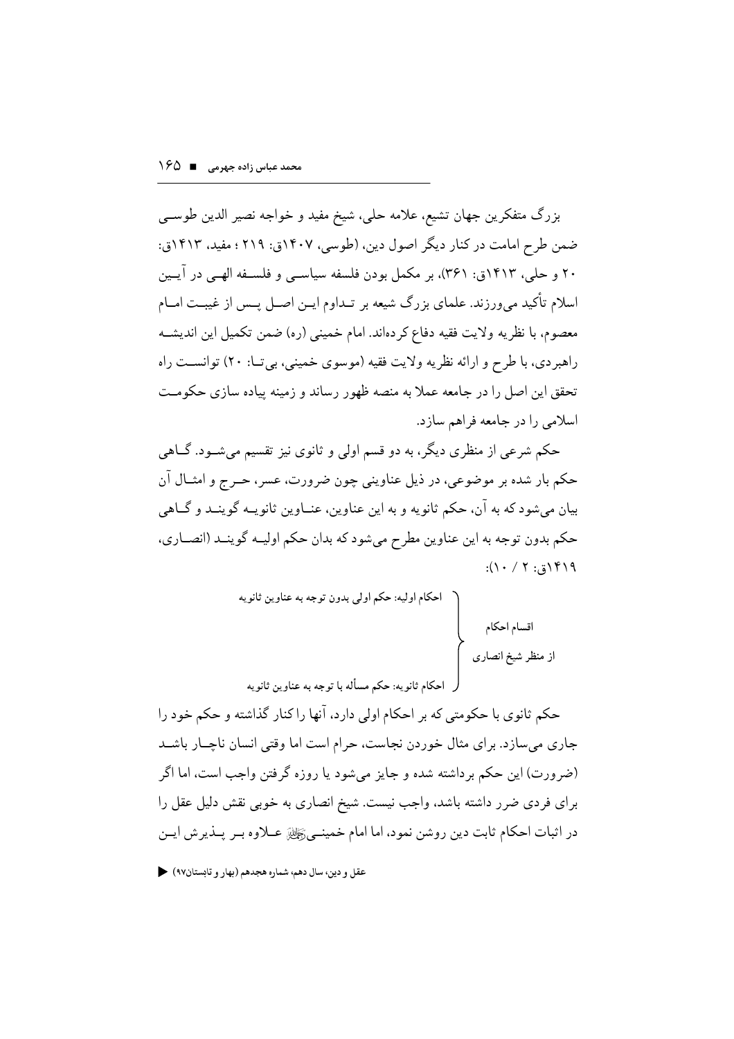بزرگ متفکرین جهان تشیع، علامه حلی، شیخ مفید و خواجه نصیر الدین طوسی ضمن طرح امامت در کنار دیگر اصول دین، (طوسی، ۱۴۰۷ق: ۲۱۹ ؛ مفید، ۱۴۱۳ق: ۲۰ و حلی، ۱۴۱۳ق: ۳۶۱)، بر مکمل بودن فلسفه سیاسی و فلسفه الهی در آیین اسلام تأکید می‌ورزند. علمای بزرگ شیعه بر تداوم این اصل پس از غیبت امام معصوم، با نظریه ولایت فقیه دفاع کرده‌اند. امام خمینی (ره) ضمن تکمیل این اندیشه راهبردی، با طرح و ارائه نظریه ولایت فقیه (موسوی خمینی، بی‌تا: ۲۰) توانست راه تحقق این اصل را در جامعه عملا به منصه ظهور رساند و زمینه پیاده سازی حکومت اسلامی را در جامعه فراهم سازد.

حکم شرعی از منظری دیگر، به دو قسم اولی و ثانوی نیز تقسیم می‌شود. گاهی حکم بار شده بر موضوعی، در ذیل عناوینی چون ضرورت، عسر، حرج و امثال آن بیان می‌شود که به آن، حکم ثانویه و به این عناوین، عناوین ثانویه گویند و گاهی حکم بدون توجه به این عناوین مطرح می‌شود که بدان حکم اولیه گویند (انصاری، ۱۴۱۹ق: ۲ / ۱۰):

اقسام احکام از منظر شیخ انصاری:
- احکام اولیه: حکم اولی بدون توجه به عناوین ثانویه
- احکام ثانویه: حکم مسأله با توجه به عناوین ثانویه

حکم ثانوی با حکومتی که بر احکام اولی دارد، آنها را کنار گذاشته و حکم خود را جاری می‌سازد. برای مثال خوردن نجاست، حرام است اما وقتی انسان ناچار باشد (ضرورت) این حکم برداشته شده و جایز می‌شود یا روزه گرفتن واجب است، اما اگر برای فردی ضرر داشته باشد، واجب نیست. شیخ انصاری به خوبی نقش دلیل عقل را در اثبات احکام ثابت دین روشن نمود، اما امام خمینی رحمه‌الله علاوه بر پذیرش این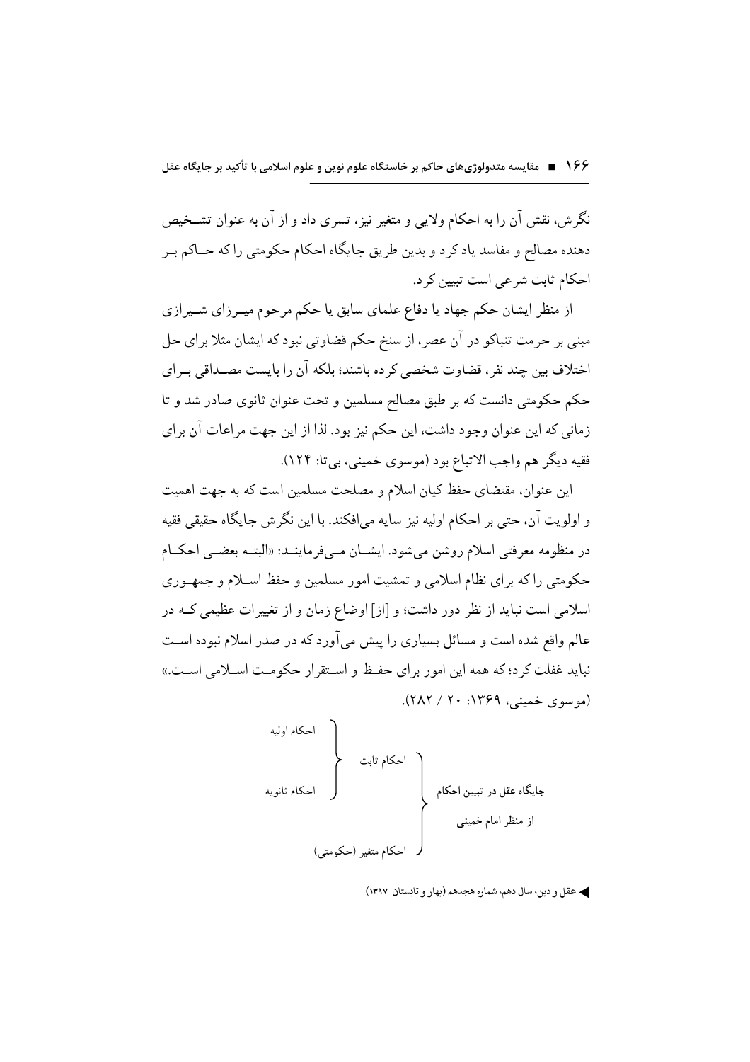نگرش، نقش آن را به احکام ولایی و متغیر نیز، تسری داد و از آن به عنوان تشـخیص دهنده مصالح و مفاسد یاد کرد و بدین طریق جایگاه احکام حکومتی را که حـاکم بـر احکام ثابت شرعی است تبیین کرد.

از منظر ایشان حکم جهاد یا دفاع علمای سابق یا حکم مرحوم میـرزای شـیرازی مبنی بر حرمت تنباکو در آن عصر، از سنخ حکم قضاوتی نبود که ایشان مثلا برای حل اختلاف بین چند نفر، قضاوت شخصی کرده باشند؛ بلکه آن را بایست مصـداقی بـرای حکم حکومتی دانست که بر طبق مصالح مسلمین و تحت عنوان ثانوی صادر شد و تا زمانی که این عنوان وجود داشت، این حکم نیز بود. لذا از این جهت مراعات آن برای فقیه دیگر هم واجب الاتباع بود (موسوی خمینی، بی‌تا: ۱۲۴).

این عنوان، مقتضای حفظ کیان اسلام و مصلحت مسلمین است که به جهت اهمیت و اولویت آن، حتی بر احکام اولیه نیز سایه می‌افکند. با این نگرش جایگاه حقیقی فقیه در منظومه معرفتی اسلام روشن می‌شود. ایشـان مـی‌فرماینـد: «البتـه بعضـی احکـام حکومتی را که برای نظام اسلامی و تمشیت امور مسلمین و حفظ اسـلام و جمهـوری اسلامی است نباید از نظر دور داشت؛ و [از] اوضاع زمان و از تغییرات عظیمی کـه در عالم واقع شده است و مسائل بسیاری را پیش می‌آورد که در صدر اسلام نبوده اسـت نباید غفلت کرد؛ که همه این امور برای حفـظ و اسـتقرار حکومـت اسـلامی اسـت.» (موسوی خمینی، ۱۳۶۹: ۲۰ / ۲۸۲).

**جایگاه عقل در تبیین احکام از منظر امام خمینی**
- احکام ثابت
  - احکام اولیه
  - احکام ثانویه
- احکام متغیر (حکومتی)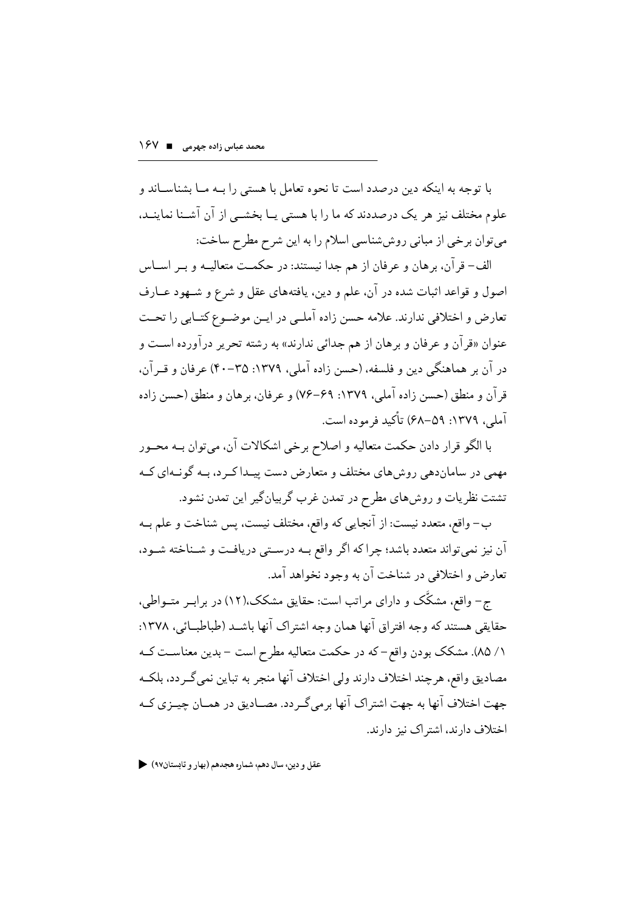با توجه به اینکه دین درصدد است تا نحوه تعامل با هستی را بـه مـا بشناسـاند و علوم مختلف نیز هر یک درصددند که ما را با هستی یـا بخشـی از آن آشـنا نماینـد، می‌توان برخی از مبانی روش‌شناسی اسلام را به این شرح مطرح ساخت:

الف- قرآن، برهان و عرفان از هم جدا نیستند: در حکمـت متعالیـه و بـر اسـاس اصول و قواعد اثبات شده در آن، علم و دین، یافته‌های عقل و شرع و شـهود عـارف تعارض و اختلافی ندارند. علامه حسن زاده آملـی در ایـن موضـوع کتـابی را تحـت عنوان «قرآن و عرفان و برهان از هم جدائی ندارند» به رشته تحریر درآورده اسـت و در آن بر هماهنگی دین و فلسفه، (حسن زاده آملی، ۱۳۷۹: ۳۵-۴۰) عرفان و قـرآن، قرآن و منطق (حسن زاده آملی، ۱۳۷۹: ۶۹-۷۶) و عرفان، برهان و منطق (حسن زاده آملی، ۱۳۷۹: ۵۹-۶۸) تأکید فرموده است.

با الگو قرار دادن حکمت متعالیه و اصلاح برخی اشکالات آن، می‌توان بـه محـور مهمی در سامان‌دهی روش‌های مختلف و متعارض دست پیـدا کـرد، بـه گونـه‌ای کـه تشتت نظریات و روش‌های مطرح در تمدن غرب گریبان‌گیر این تمدن نشود.

ب- واقع، متعدد نیست: از آنجایی که واقع، مختلف نیست، پس شناخت و علم بـه آن نیز نمی‌تواند متعدد باشد؛ چرا که اگر واقع بـه درسـتی دریافـت و شـناخته شـود، تعارض و اختلافی در شناخت آن به وجود نخواهد آمد.

ج- واقع، مشکَّک و دارای مراتب است: حقایق مشکک،(۱۲) در برابـر متـواطی، حقایقی هستند که وجه افتراق آنها همان وجه اشتراک آنها باشـد (طباطبـائی، ۱۳۷۸: ۱/ ۸۵). مشکک بودن واقع- که در حکمت متعالیه مطرح است - بدین معناسـت کـه مصادیق واقع، هرچند اختلاف دارند ولی اختلاف آنها منجر به تباین نمی‌گـردد، بلکـه جهت اختلاف آنها به جهت اشتراک آنها برمی‌گـردد. مصـادیق در همـان چیـزی کـه اختلاف دارند، اشتراک نیز دارند.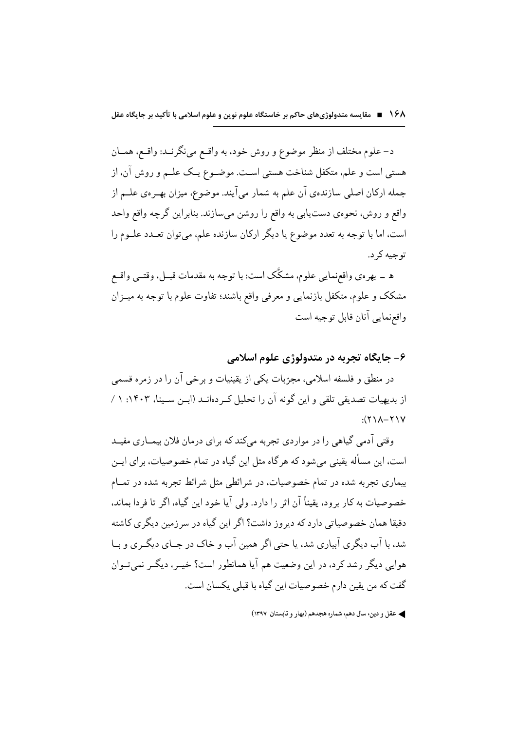د– علوم مختلف از منظر موضوع و روش خود، به واقع می‌نگرنـد: واقـع، همـان هستی است و علم، متکفل شناخت هستی اسـت. موضـوع یـک علـم و روش آن، از جمله ارکان اصلی سازنده‌ی آن علم به شمار می‌آیند. موضوع، میزان بهـره‌ی علـم از واقع و روش، نحوه‌ی دست‌یابی به واقع را روشن می‌سازند. بنابراین گرچه واقع واحد است، اما با توجه به تعدد موضوع یا دیگر ارکان سازنده علم، می‌توان تعـدد علـوم را توجیه کرد.

هـ ـ بهره‌ی واقع‌نمایی علوم، مشکّک است: با توجه به مقدمات قبـل، وقتـی واقـع مشکک و علوم، متکفل بازنمایی و معرفی واقع باشند؛ تفاوت علوم با توجه به میـزان واقع‌نمایی آنان قابل توجیه است

## ۶- جایگاه تجربه در متدولوژی علوم اسلامی

در منطق و فلسفه اسلامی، مجرّبات یکی از یقینیات و برخی آن را در زمره قسمی از بدیهیات تصدیقی تلقی و این گونه آن را تحلیل کـرده‌انـد (ابـن سـینا، ۱۴۰۳: ۱ / ۲۱۷–۲۱۸):

وقتی آدمی گیاهی را در مواردی تجربه می‌کند که برای درمان فلان بیمـاری مفیـد است، این مسأله یقینی می‌شود که هرگاه مثل این گیاه در تمام خصوصیات، برای ایـن بیماری تجربه شده در تمام خصوصیات، در شرائطی مثل شرائط تجربه شده در تمـام خصوصیات به کار برود، یقیناً آن اثر را دارد. ولی آیا خود این گیاه، اگر تا فردا بماند، دقیقا همان خصوصیاتی دارد که دیروز داشت؟ اگر این گیاه در سرزمین دیگری کاشته شد، با آب دیگری آبیاری شد، یا حتی اگر همین آب و خاک در جـای دیگـری و بـا هوایی دیگر رشد کرد، در این وضعیت هم آیا همانطور است؟ خیـر، دیگـر نمی‌تـوان گفت که من یقین دارم خصوصیات این گیاه با قبلی یکسان است.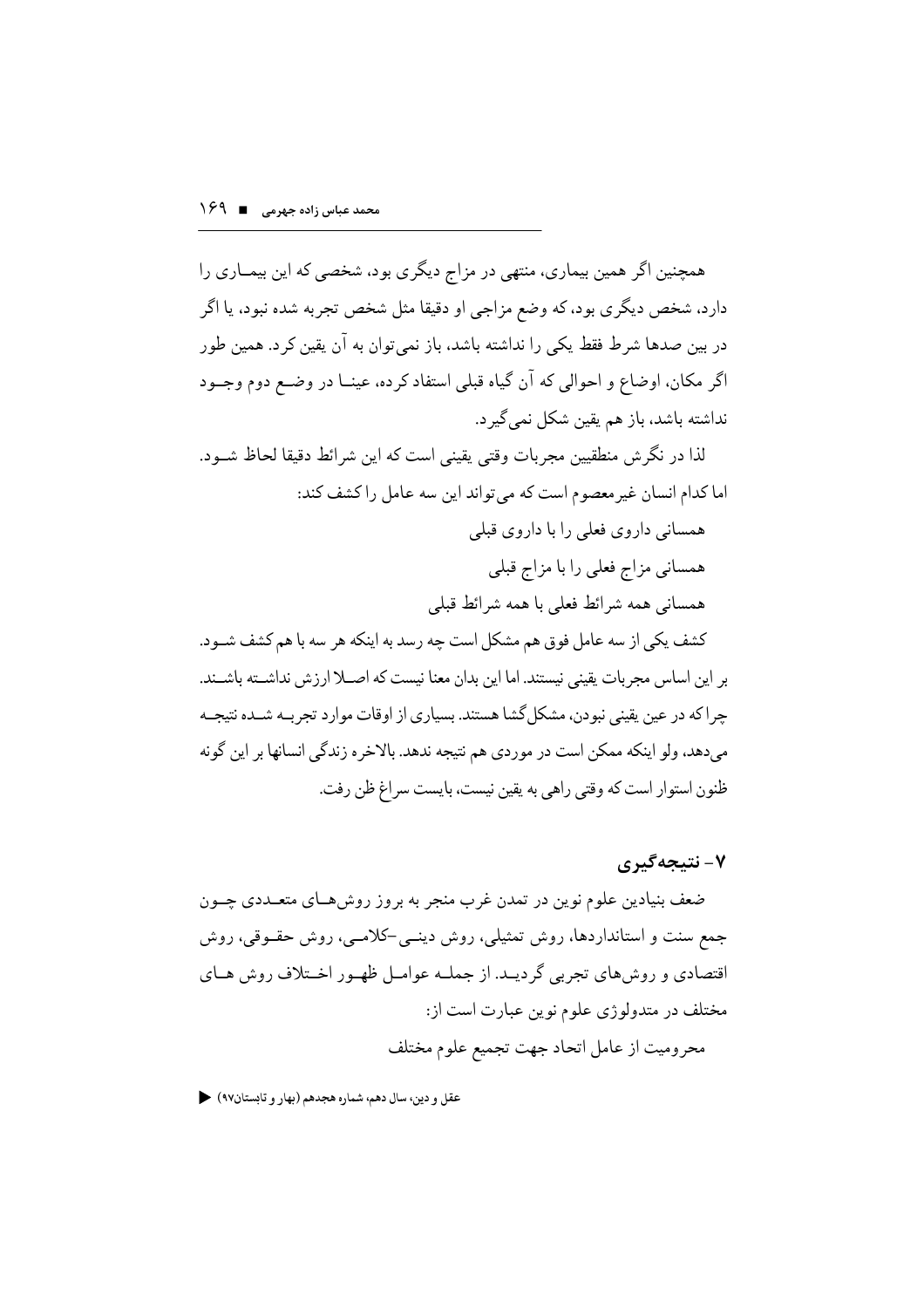همچنین اگر همین بیماری، منتهی در مزاج دیگری بود، شخصی که این بیماری را دارد، شخص دیگری بود، که وضع مزاجی او دقیقا مثل شخص تجربه شده نبود، یا اگر در بین صدها شرط فقط یکی را نداشته باشد، باز نمی‌توان به آن یقین کرد. همین طور اگر مکان، اوضاع و احوالی که آن گیاه قبلی استفاد کرده، عینا در وضع دوم وجود نداشته باشد، باز هم یقین شکل نمی‌گیرد.

لذا در نگرش منطقیین مجربات وقتی یقینی است که این شرائط دقیقا لحاظ شود. اما کدام انسان غیرمعصوم است که می‌تواند این سه عامل را کشف کند:

همسانی داروی فعلی را با داروی قبلی

همسانی مزاج فعلی را با مزاج قبلی

همسانی همه شرائط فعلی با همه شرائط قبلی

کشف یکی از سه عامل فوق هم مشکل است چه رسد به اینکه هر سه با هم کشف شود. بر این اساس مجربات یقینی نیستند. اما این بدان معنا نیست که اصلا ارزش نداشته باشند. چرا که در عین یقینی نبودن، مشکل‌گشا هستند. بسیاری از اوقات موارد تجربه شده نتیجه می‌دهد، ولو اینکه ممکن است در موردی هم نتیجه ندهد. بالاخره زندگی انسانها بر این گونه ظنون استوار است که وقتی راهی به یقین نیست، بایست سراغ ظن رفت.

## ۷- نتیجه‌گیری

ضعف بنیادین علوم نوین در تمدن غرب منجر به بروز روش‌های متعددی چون جمع سنت و استانداردها، روش تمثیلی، روش دینی–کلامی، روش حقوقی، روش اقتصادی و روش‌های تجربی گردید. از جمله عوامل ظهور اختلاف روش های مختلف در متدولوژی علوم نوین عبارت است از:

محرومیت از عامل اتحاد جهت تجمیع علوم مختلف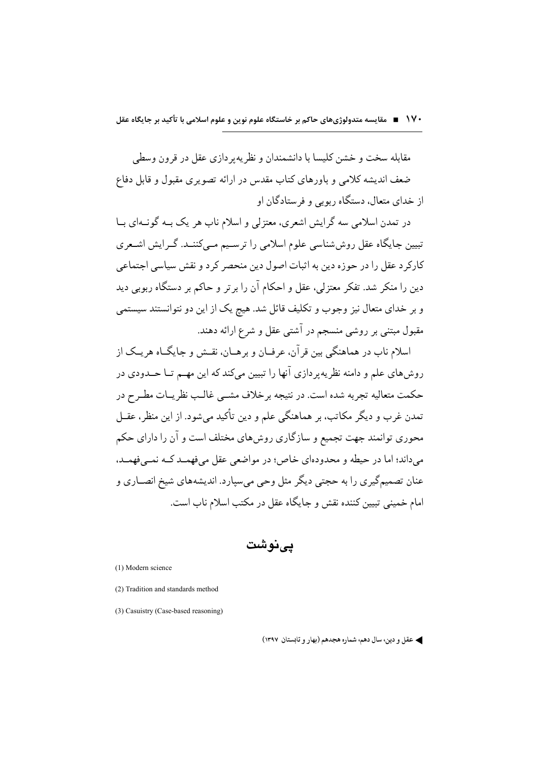مقابله سخت و خشن کلیسا با دانشمندان و نظریه‌پردازی عقل در قرون وسطی

ضعف اندیشه کلامی و باورهای کتاب مقدس در ارائه تصویری مقبول و قابل دفاع از خدای متعال، دستگاه ربوبی و فرستادگان او

در تمدن اسلامی سه گرایش اشعری، معتزلی و اسلام ناب هر یک به گونه‌ای با تبیین جایگاه عقل روش‌شناسی علوم اسلامی را ترسیم می‌کنند. گرایش اشعری کارکرد عقل را در حوزه دین به اثبات اصول دین منحصر کرد و نقش سیاسی اجتماعی دین را منکر شد. تفکر معتزلی، عقل و احکام آن را برتر و حاکم بر دستگاه ربوبی دید و بر خدای متعال نیز وجوب و تکلیف قائل شد. هیچ یک از این دو نتوانستند سیستمی مقبول مبتنی بر روشی منسجم در آشتی عقل و شرع ارائه دهند.

اسلام ناب در هماهنگی بین قرآن، عرفان و برهان، نقش و جایگاه هریک از روش‌های علم و دامنه نظریه‌پردازی آنها را تبیین می‌کند که این مهم تا حدودی در حکمت متعالیه تجربه شده است. در نتیجه برخلاف مشی غالب نظریات مطرح در تمدن غرب و دیگر مکاتب، بر هماهنگی علم و دین تأکید می‌شود. از این منظر، عقل محوری توانمند جهت تجمیع و سازگاری روش‌های مختلف است و آن را دارای حکم می‌داند؛ اما در حیطه و محدوده‌ای خاص؛ در مواضعی عقل می‌فهمد که نمی‌فهمد، عنان تصمیم‌گیری را به حجتی دیگر مثل وحی می‌سپارد. اندیشه‌های شیخ انصاری و امام خمینی تبیین کننده نقش و جایگاه عقل در مکتب اسلام ناب است.

## پی‌نوشت

(1) Modern science

(2) Tradition and standards method

(3) Casuistry (Case-based reasoning)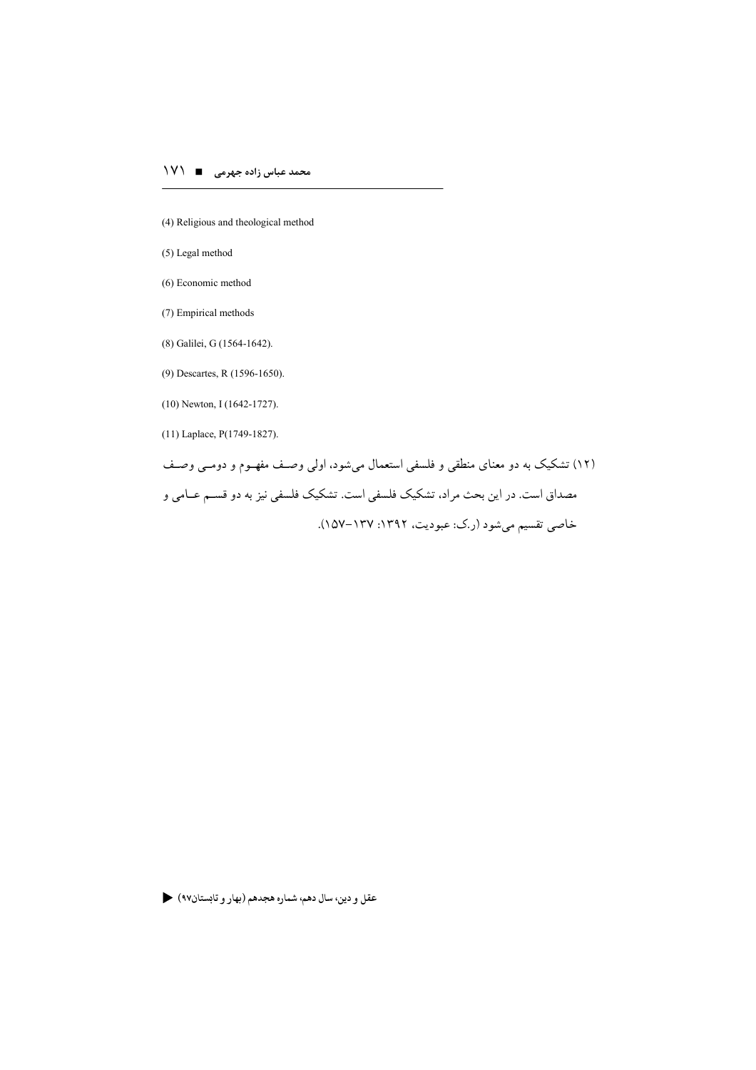(4) Religious and theological method

(5) Legal method

(6) Economic method

(7) Empirical methods

(8) Galilei, G (1564-1642).

(9) Descartes, R (1596-1650).

(10) Newton, I (1642-1727).

(11) Laplace, P(1749-1827).

(۱۲) تشکیک به دو معنای منطقی و فلسفی استعمال می‌شود، اولی وصف مفهوم و دومی وصف مصداق است. در این بحث مراد، تشکیک فلسفی است. تشکیک فلسفی نیز به دو قسم عامی و خاصی تقسیم می‌شود (ر.ک: عبودیت، ۱۳۹۲: ۱۳۷-۱۵۷).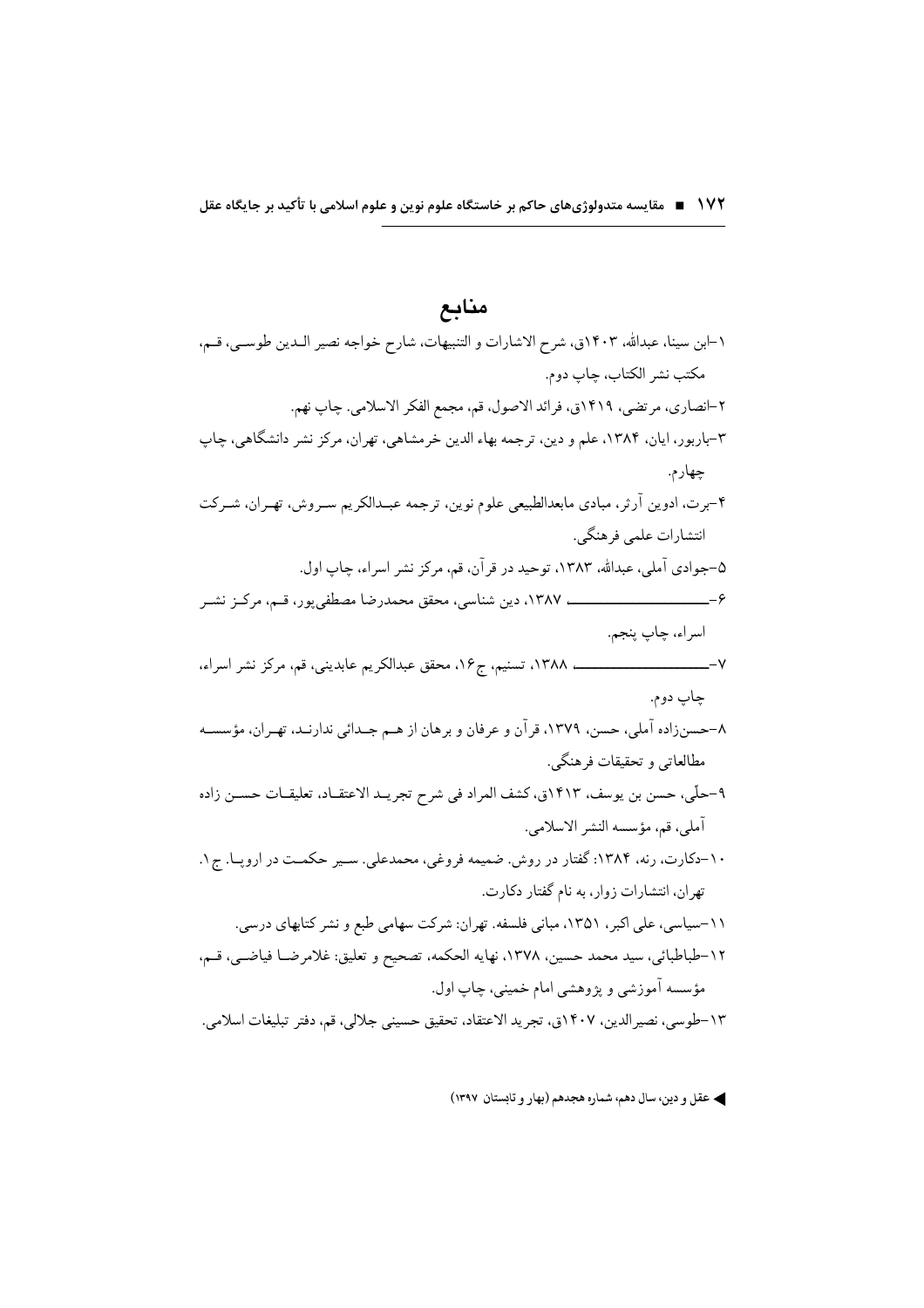## منابع

۱-ابن سینا، عبدالله، ۱۴۰۳ق، شرح الاشارات و التنبیهات، شارح خواجه نصیر الـدین طوسـی، قـم، مکتب نشر الکتاب، چاپ دوم.

۲-انصاری، مرتضی، ۱۴۱۹ق، فرائد الاصول، قم، مجمع الفکر الاسلامی. چاپ نهم.

۳-باربور، ایان، ۱۳۸۴، علم و دین، ترجمه بهاء الدین خرمشاهی، تهران، مرکز نشر دانشگاهی، چاپ چهارم.

۴-برت، ادوین آرثر، مبادی مابعدالطبیعی علوم نوین، ترجمه عبـدالکریم سـروش، تهـران، شـرکت انتشارات علمی فرهنگی.

۵-جوادی آملی، عبدالله، ۱۳۸۳، توحید در قرآن، قم، مرکز نشر اسراء، چاپ اول.

۶-ـــــــــــــــ ۱۳۸۷، دین شناسی، محقق محمدرضا مصطفی‌پور، قـم، مرکـز نشـر اسراء، چاپ پنجم.

۷-ـــــــــــــــ ۱۳۸۸، تسنیم، ج۱۶، محقق عبدالکریم عابدینی، قم، مرکز نشر اسراء، چاپ دوم.

۸-حسن‌زاده آملی، حسن، ۱۳۷۹، قرآن و عرفان و برهان از هـم جـدائی ندارنـد، تهـران، مؤسسـه مطالعاتی و تحقیقات فرهنگی.

۹-حلّی، حسن بن یوسف، ۱۴۱۳ق، کشف المراد فی شرح تجریـد الاعتقـاد، تعلیقـات حسـن زاده آملی، قم، مؤسسه النشر الاسلامی.

۱۰-دکارت، رنه، ۱۳۸۴: گفتار در روش. ضمیمه فروغی، محمدعلی. سـیر حکمـت در اروپـا. ج۱. تهران، انتشارات زوار، به نام گفتار دکارت.

۱۱-سیاسی، علی اکبر، ۱۳۵۱، مبانی فلسفه. تهران: شرکت سهامی طبع و نشر کتابهای درسی.

۱۲-طباطبائی، سید محمد حسین، ۱۳۷۸، نهایه الحکمه، تصحیح و تعلیق: غلامرضـا فیاضـی، قـم، مؤسسه آموزشی و پژوهشی امام خمینی، چاپ اول.

۱۳-طوسی، نصیرالدین، ۱۴۰۷ق، تجرید الاعتقاد، تحقیق حسینی جلالی، قم، دفتر تبلیغات اسلامی.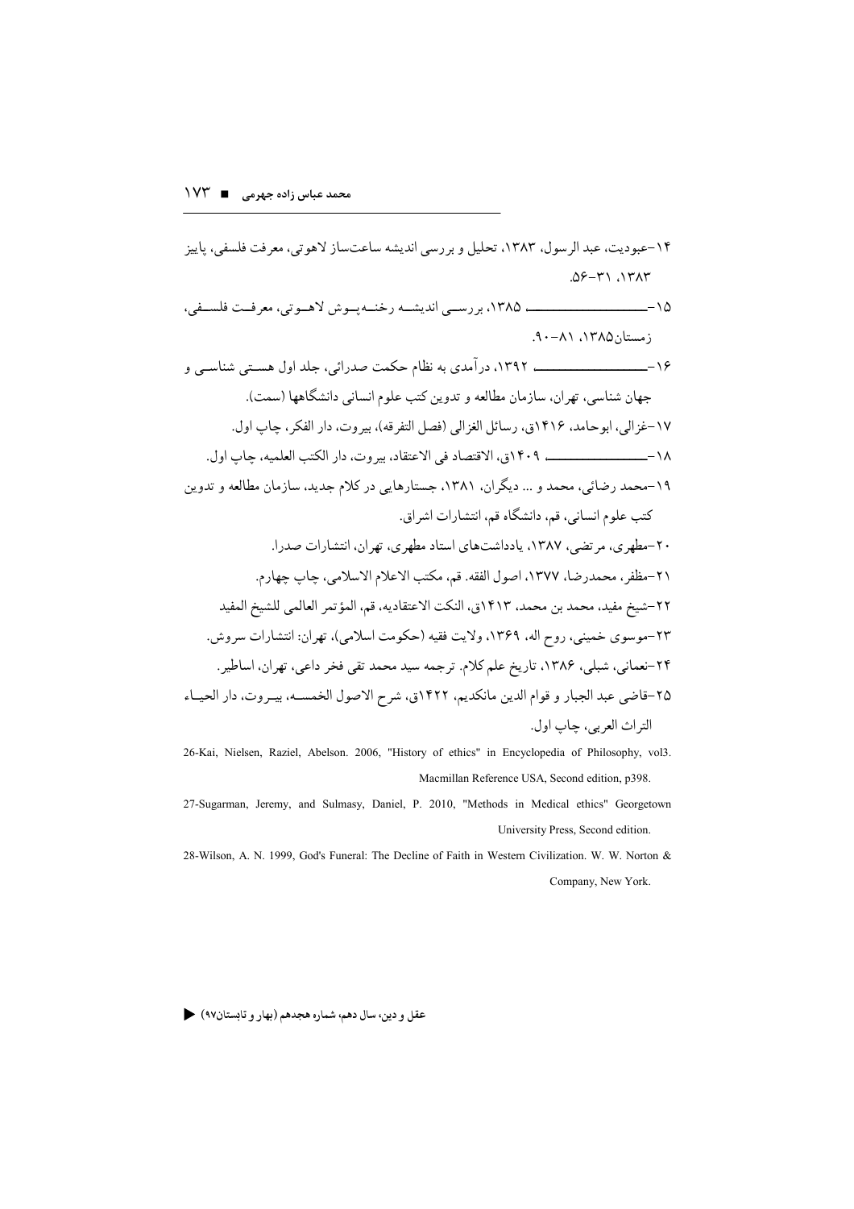۱۴-عبودیت، عبد الرسول، ۱۳۸۳، تحلیل و بررسی اندیشه ساعت‌ساز لاهوتی، معرفت فلسفی، پاییز ۱۳۸۳، ۳۱-۵۶.

۱۵-ـــــــــــــــــــ، ۱۳۸۵، بررسی اندیشه رخنه‌پوش لاهوتی، معرفت فلسفی، زمستان۱۳۸۵، ۸۱-۹۰.

۱۶-ـــــــــــــــــــ ۱۳۹۲، درآمدی به نظام حکمت صدرائی، جلد اول هستی شناسی و جهان شناسی، تهران، سازمان مطالعه و تدوین کتب علوم انسانی دانشگاهها (سمت).

۱۷-غزالی، ابوحامد، ۱۴۱۶ق، رسائل الغزالی (فصل التفرقه)، بیروت، دار الفکر، چاپ اول.

۱۸-ـــــــــــــــــــ، ۱۴۰۹ق، الاقتصاد فی الاعتقاد، بیروت، دار الکتب العلمیه، چاپ اول.

۱۹-محمد رضائی، محمد و ... دیگران، ۱۳۸۱، جستارهایی در کلام جدید، سازمان مطالعه و تدوین کتب علوم انسانی، قم، دانشگاه قم، انتشارات اشراق.

۲۰-مطهری، مرتضی، ۱۳۸۷، یادداشت‌های استاد مطهری، تهران، انتشارات صدرا.

۲۱-مظفر، محمدرضا، ۱۳۷۷، اصول الفقه. قم، مکتب الاعلام الاسلامی، چاپ چهارم.

۲۲-شیخ مفید، محمد بن محمد، ۱۴۱۳ق، النکت الاعتقادیه، قم، المؤتمر العالمی للشیخ المفید

۲۳-موسوی خمینی، روح اله، ۱۳۶۹، ولایت فقیه (حکومت اسلامی)، تهران: انتشارات سروش.

۲۴-نعمانی، شبلی، ۱۳۸۶، تاریخ علم کلام. ترجمه سید محمد تقی فخر داعی، تهران، اساطیر.

۲۵-قاضی عبد الجبار و قوام الدین مانکدیم، ۱۴۲۲ق، شرح الاصول الخمسه، بیروت، دار الحیاء التراث العربی، چاپ اول.

26-Kai, Nielsen, Raziel, Abelson. 2006, "History of ethics" in Encyclopedia of Philosophy, vol3. Macmillan Reference USA, Second edition, p398.

27-Sugarman, Jeremy, and Sulmasy, Daniel, P. 2010, "Methods in Medical ethics" Georgetown University Press, Second edition.

28-Wilson, A. N. 1999, God's Funeral: The Decline of Faith in Western Civilization. W. W. Norton & Company, New York.